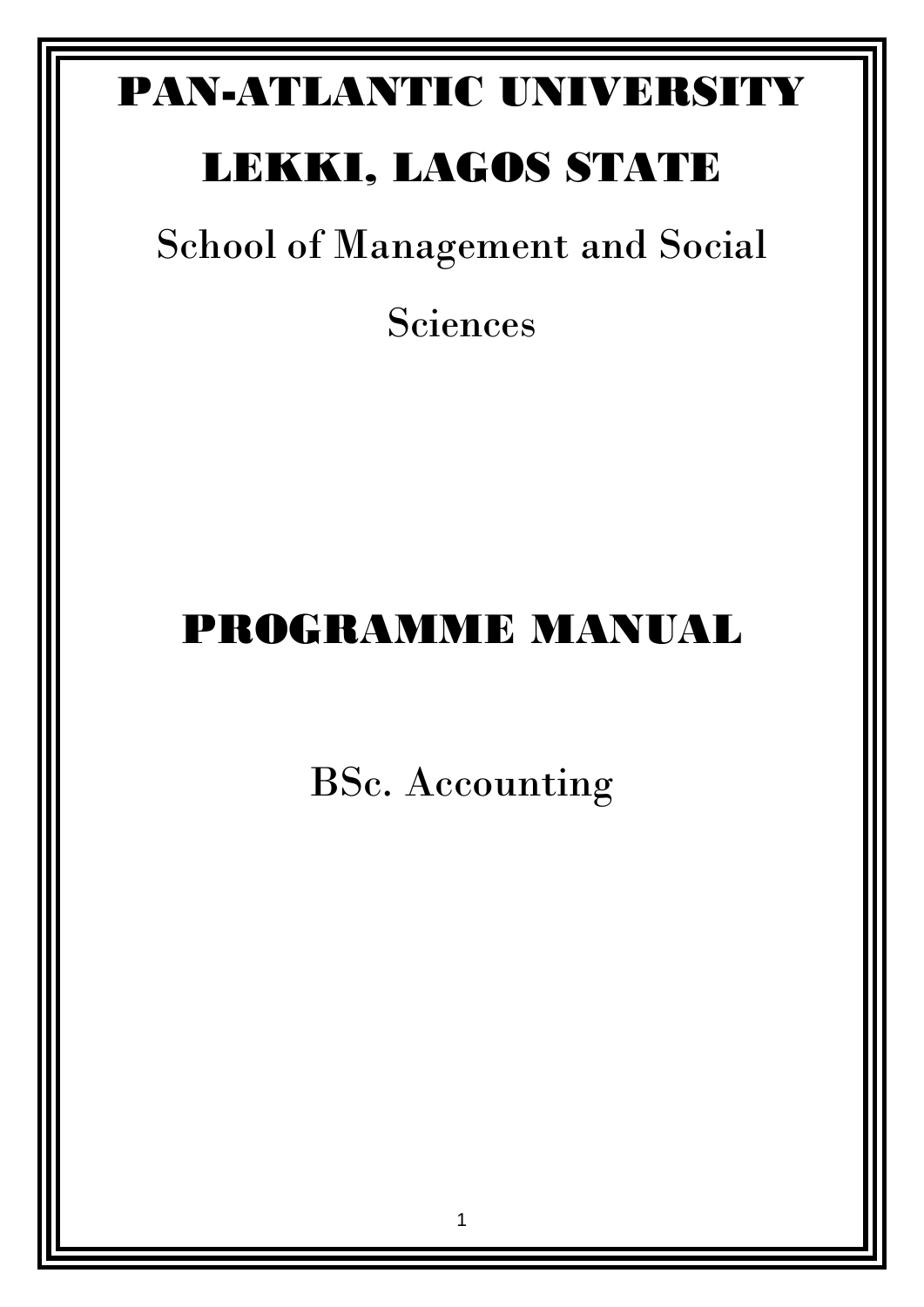# PAN-ATLANTIC UNIVERSITY

# LEKKI, LAGOS STATE

School of Management and Social Sciences

# PROGRAMME MANUAL

BSc. Accounting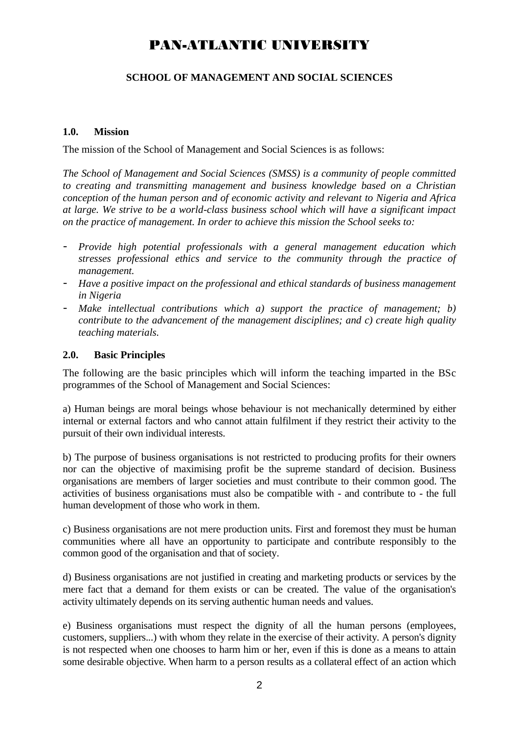# PAN-ATLANTIC UNIVERSITY

## SCHOOL OF MANAGEMENT AND SOCIAL SCIENCES

### 1.0. Mission

The mission of the School of Management and Social Sciences is as follows:

*The School of Management and Social Sciences (SMSS) is a community of people committed to creating and transmitting management and business knowledge based on a Christian conception of the human person and of economic activity and relevant to Nigeria and Africa at large. We strive to be a world-class business school which will have a significant impact on the practice of management. In order to achieve this mission the School seeks to:*

- *Provide high potential professionals with a general management education which stresses professional ethics and service to the community through the practice of management.*
- *Have a positive impact on the professional and ethical standards of business management in Nigeria*
- *Make intellectual contributions which a) support the practice of management; b) contribute to the advancement of the management disciplines; and c) create high quality teaching materials.*

### 2.0. Basic Principles

The following are the basic principles which will inform the teaching imparted in the BSc programmes of the School of Management and Social Sciences:

a) Human beings are moral beings whose behaviour is not mechanically determined by either internal or external factors and who cannot attain fulfilment if they restrict their activity to the pursuit of their own individual interests.

b) The purpose of business organisations is not restricted to producing profits for their owners nor can the objective of maximising profit be the supreme standard of decision. Business organisations are members of larger societies and must contribute to their common good. The activities of business organisations must also be compatible with - and contribute to - the full human development of those who work in them.

c) Business organisations are not mere production units. First and foremost they must be human communities where all have an opportunity to participate and contribute responsibly to the common good of the organisation and that of society.

d) Business organisations are not justified in creating and marketing products or services by the mere fact that a demand for them exists or can be created. The value of the organisation's activity ultimately depends on its serving authentic human needs and values.

e) Business organisations must respect the dignity of all the human persons (employees, customers, suppliers...) with whom they relate in the exercise of their activity. A person's dignity is not respected when one chooses to harm him or her, even if this is done as a means to attain some desirable objective. When harm to a person results as a collateral effect of an action which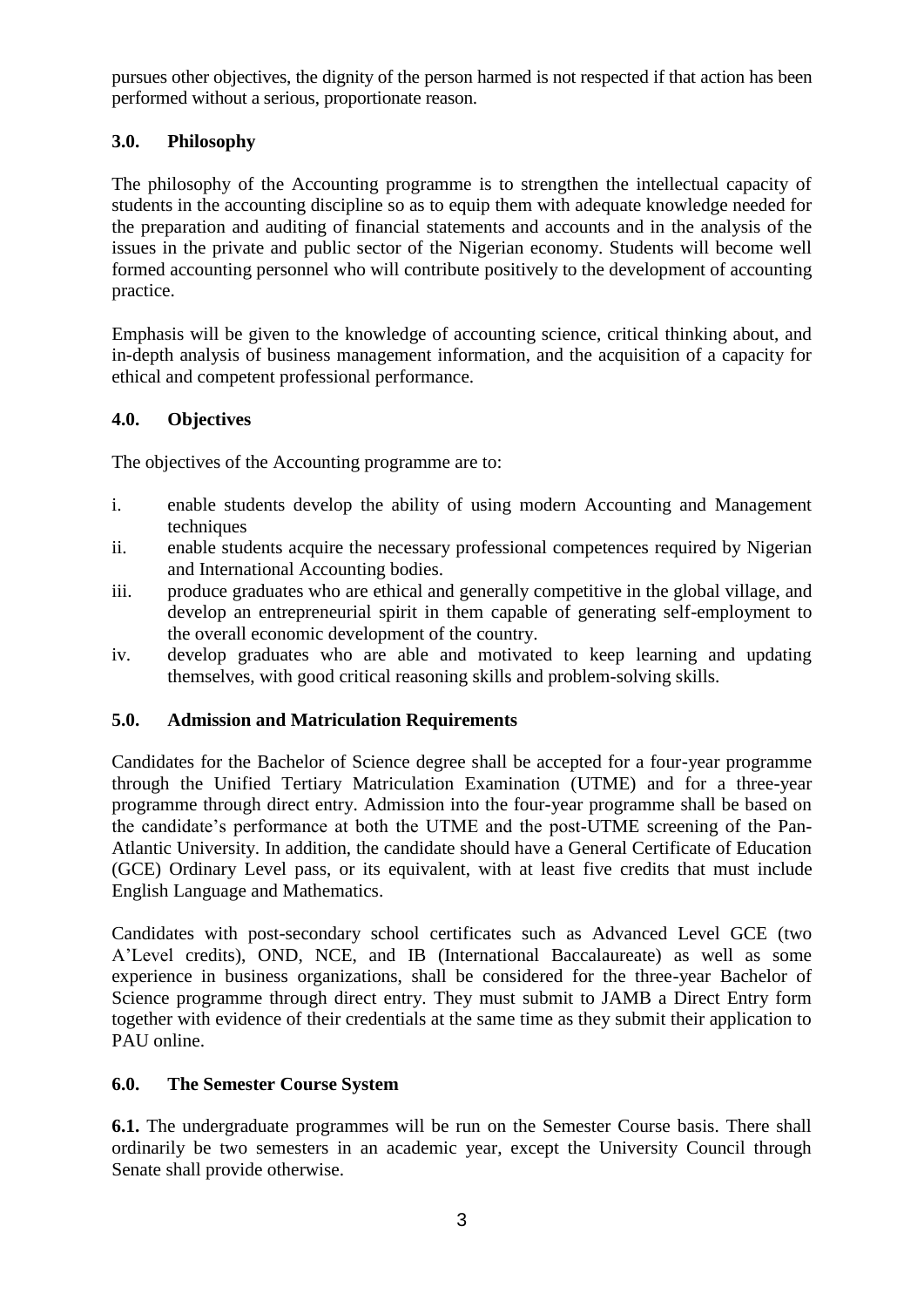pursues other objectives, the dignity of the person harmed is not respected if that action has been performed without a serious, proportionate reason.

## 3.0. Philosophy

The philosophy of the Accounting programme is to strengthen the intellectual capacity of students in the accounting discipline so as to equip them with adequate knowledge needed for the preparation and auditing of financial statements and accounts and in the analysis of the issues in the private and public sector of the Nigerian economy. Students will become well formed accounting personnel who will contribute positively to the development of accounting practice.

Emphasis will be given to the knowledge of accounting science, critical thinking about, and in-depth analysis of business management information, and the acquisition of a capacity for ethical and competent professional performance.

## 4.0. Objectives

The objectives of the Accounting programme are to:

i. enable students develop the ability of using modern Accounting and Management techniques
ii. enable students acquire the necessary professional competences required by Nigerian and International Accounting bodies.
iii. produce graduates who are ethical and generally competitive in the global village, and develop an entrepreneurial spirit in them capable of generating self-employment to the overall economic development of the country.
iv. develop graduates who are able and motivated to keep learning and updating themselves, with good critical reasoning skills and problem-solving skills.

## 5.0. Admission and Matriculation Requirements

Candidates for the Bachelor of Science degree shall be accepted for a four-year programme through the Unified Tertiary Matriculation Examination (UTME) and for a three-year programme through direct entry. Admission into the four-year programme shall be based on the candidate's performance at both the UTME and the post-UTME screening of the Pan-Atlantic University. In addition, the candidate should have a General Certificate of Education (GCE) Ordinary Level pass, or its equivalent, with at least five credits that must include English Language and Mathematics.

Candidates with post-secondary school certificates such as Advanced Level GCE (two A'Level credits), OND, NCE, and IB (International Baccalaureate) as well as some experience in business organizations, shall be considered for the three-year Bachelor of Science programme through direct entry. They must submit to JAMB a Direct Entry form together with evidence of their credentials at the same time as they submit their application to PAU online.

## 6.0. The Semester Course System

**6.1.** The undergraduate programmes will be run on the Semester Course basis. There shall ordinarily be two semesters in an academic year, except the University Council through Senate shall provide otherwise.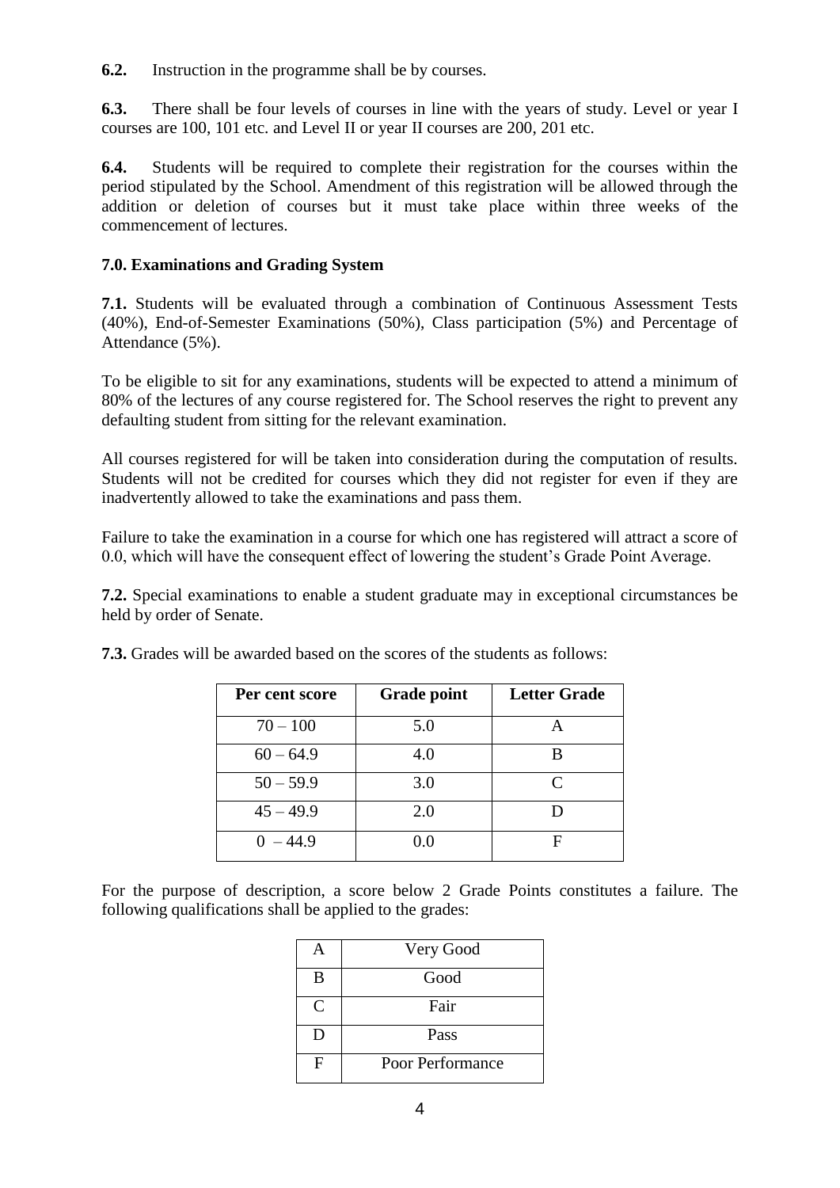**6.2.** Instruction in the programme shall be by courses.

**6.3.** There shall be four levels of courses in line with the years of study. Level or year I courses are 100, 101 etc. and Level II or year II courses are 200, 201 etc.

**6.4.** Students will be required to complete their registration for the courses within the period stipulated by the School. Amendment of this registration will be allowed through the addition or deletion of courses but it must take place within three weeks of the commencement of lectures.

### 7.0. Examinations and Grading System

**7.1.** Students will be evaluated through a combination of Continuous Assessment Tests (40%), End-of-Semester Examinations (50%), Class participation (5%) and Percentage of Attendance (5%).

To be eligible to sit for any examinations, students will be expected to attend a minimum of 80% of the lectures of any course registered for. The School reserves the right to prevent any defaulting student from sitting for the relevant examination.

All courses registered for will be taken into consideration during the computation of results. Students will not be credited for courses which they did not register for even if they are inadvertently allowed to take the examinations and pass them.

Failure to take the examination in a course for which one has registered will attract a score of 0.0, which will have the consequent effect of lowering the student's Grade Point Average.

**7.2.** Special examinations to enable a student graduate may in exceptional circumstances be held by order of Senate.

**7.3.** Grades will be awarded based on the scores of the students as follows:

| Per cent score | Grade point | Letter Grade |
|---|---|---|
| 70 – 100 | 5.0 | A |
| 60 – 64.9 | 4.0 | B |
| 50 – 59.9 | 3.0 | C |
| 45 – 49.9 | 2.0 | D |
| 0 – 44.9 | 0.0 | F |

For the purpose of description, a score below 2 Grade Points constitutes a failure. The following qualifications shall be applied to the grades:

| | |
|---|---|
| A | Very Good |
| B | Good |
| C | Fair |
| D | Pass |
| F | Poor Performance |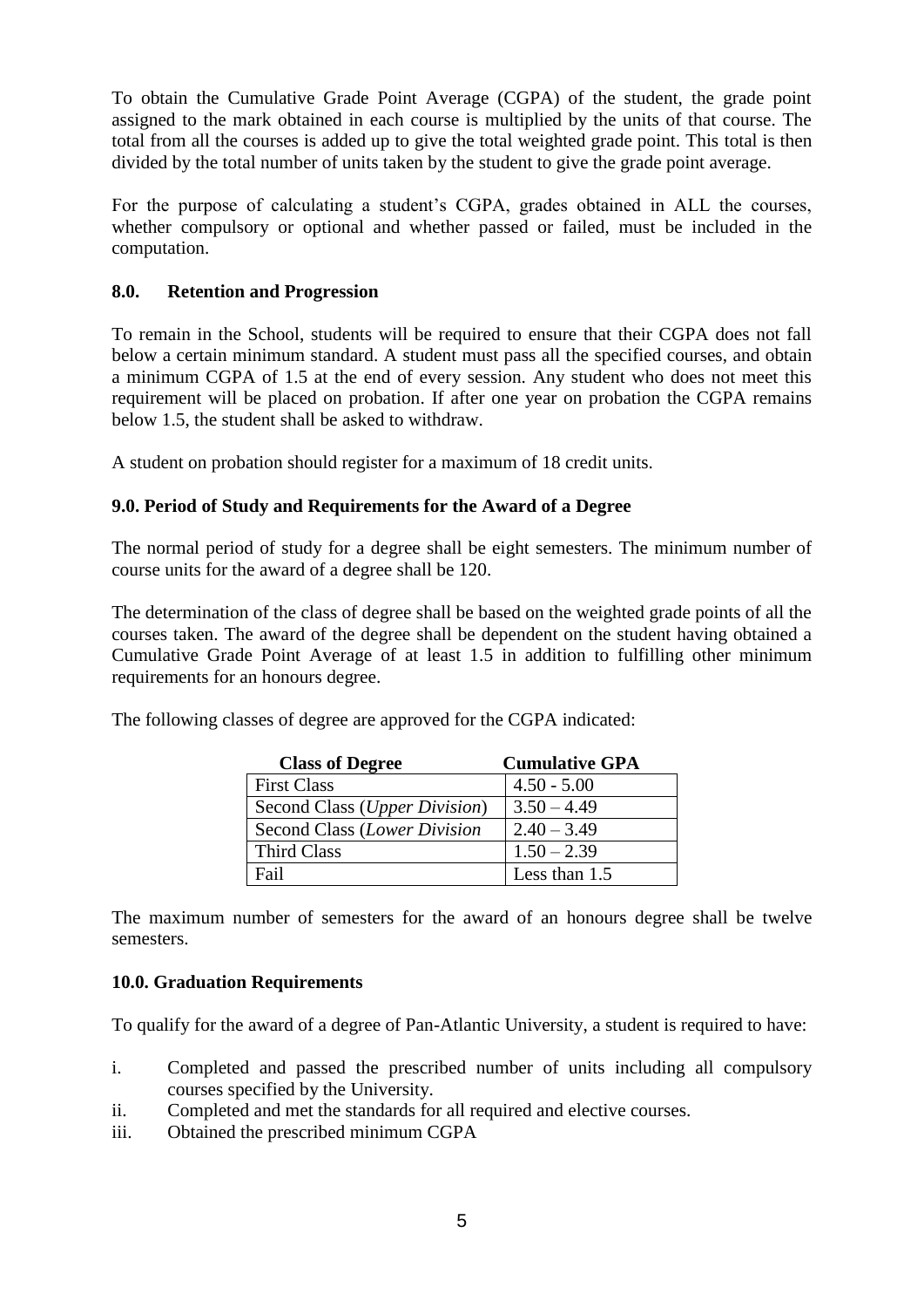To obtain the Cumulative Grade Point Average (CGPA) of the student, the grade point assigned to the mark obtained in each course is multiplied by the units of that course. The total from all the courses is added up to give the total weighted grade point. This total is then divided by the total number of units taken by the student to give the grade point average.

For the purpose of calculating a student's CGPA, grades obtained in ALL the courses, whether compulsory or optional and whether passed or failed, must be included in the computation.

### 8.0. Retention and Progression

To remain in the School, students will be required to ensure that their CGPA does not fall below a certain minimum standard. A student must pass all the specified courses, and obtain a minimum CGPA of 1.5 at the end of every session. Any student who does not meet this requirement will be placed on probation. If after one year on probation the CGPA remains below 1.5, the student shall be asked to withdraw.

A student on probation should register for a maximum of 18 credit units.

### 9.0. Period of Study and Requirements for the Award of a Degree

The normal period of study for a degree shall be eight semesters. The minimum number of course units for the award of a degree shall be 120.

The determination of the class of degree shall be based on the weighted grade points of all the courses taken. The award of the degree shall be dependent on the student having obtained a Cumulative Grade Point Average of at least 1.5 in addition to fulfilling other minimum requirements for an honours degree.

The following classes of degree are approved for the CGPA indicated:

| **Class of Degree** | **Cumulative GPA** |
|---|---|
| First Class | 4.50 - 5.00 |
| Second Class (*Upper Division*) | 3.50 – 4.49 |
| Second Class (*Lower Division* | 2.40 – 3.49 |
| Third Class | 1.50 – 2.39 |
| Fail | Less than 1.5 |

The maximum number of semesters for the award of an honours degree shall be twelve semesters.

### 10.0. Graduation Requirements

To qualify for the award of a degree of Pan-Atlantic University, a student is required to have:

i. Completed and passed the prescribed number of units including all compulsory courses specified by the University.
ii. Completed and met the standards for all required and elective courses.
iii. Obtained the prescribed minimum CGPA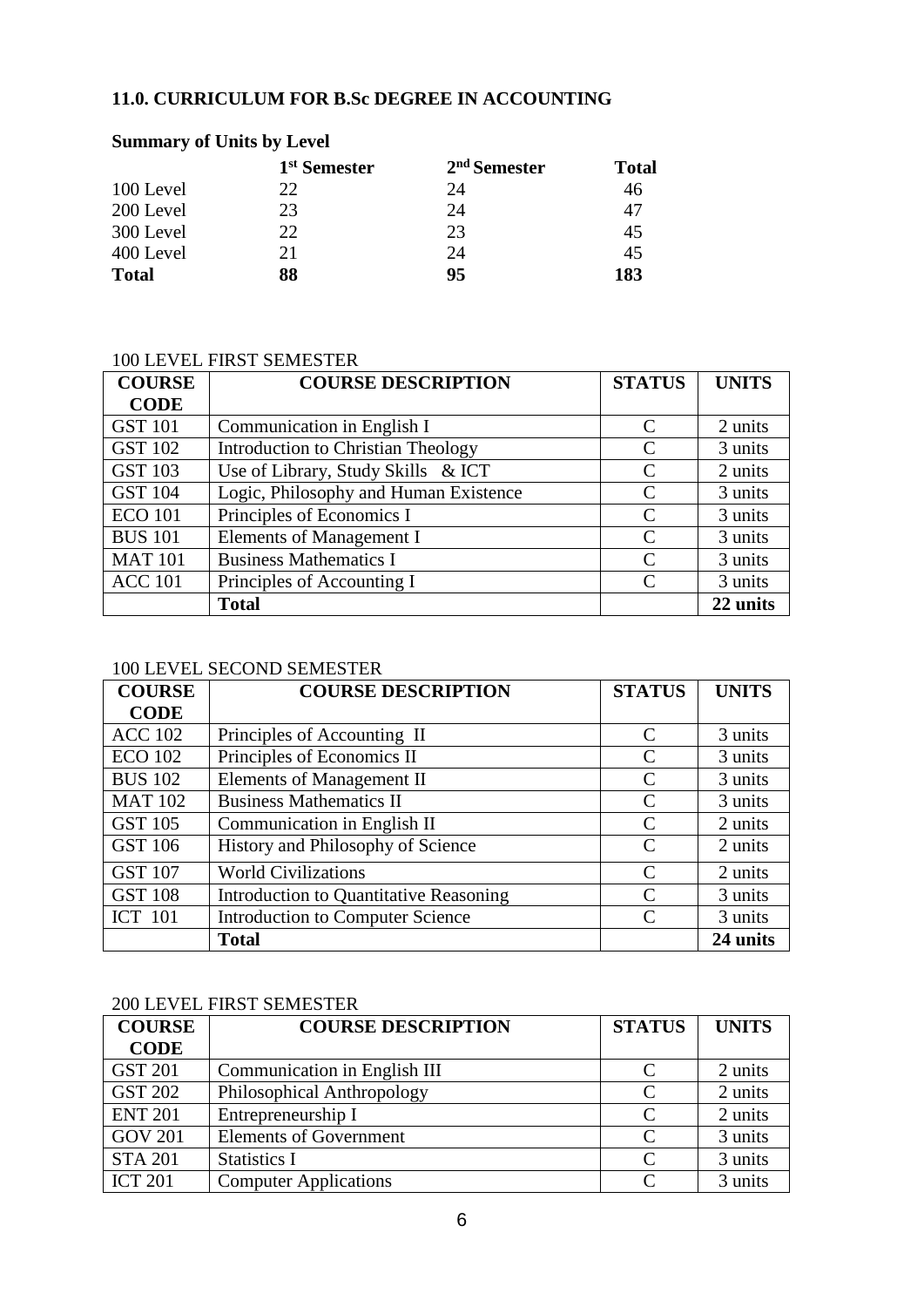### 11.0. CURRICULUM FOR B.Sc DEGREE IN ACCOUNTING

**Summary of Units by Level**

| | 1st Semester | 2nd Semester | Total |
|---|---|---|---|
| 100 Level | 22 | 24 | 46 |
| 200 Level | 23 | 24 | 47 |
| 300 Level | 22 | 23 | 45 |
| 400 Level | 21 | 24 | 45 |
| **Total** | **88** | **95** | **183** |

100 LEVEL FIRST SEMESTER

| COURSE CODE | COURSE DESCRIPTION | STATUS | UNITS |
|---|---|---|---|
| GST 101 | Communication in English I | C | 2 units |
| GST 102 | Introduction to Christian Theology | C | 3 units |
| GST 103 | Use of Library, Study Skills & ICT | C | 2 units |
| GST 104 | Logic, Philosophy and Human Existence | C | 3 units |
| ECO 101 | Principles of Economics I | C | 3 units |
| BUS 101 | Elements of Management I | C | 3 units |
| MAT 101 | Business Mathematics I | C | 3 units |
| ACC 101 | Principles of Accounting I | C | 3 units |
| | **Total** | | **22 units** |

100 LEVEL SECOND SEMESTER

| COURSE CODE | COURSE DESCRIPTION | STATUS | UNITS |
|---|---|---|---|
| ACC 102 | Principles of Accounting II | C | 3 units |
| ECO 102 | Principles of Economics II | C | 3 units |
| BUS 102 | Elements of Management II | C | 3 units |
| MAT 102 | Business Mathematics II | C | 3 units |
| GST 105 | Communication in English II | C | 2 units |
| GST 106 | History and Philosophy of Science | C | 2 units |
| GST 107 | World Civilizations | C | 2 units |
| GST 108 | Introduction to Quantitative Reasoning | C | 3 units |
| ICT 101 | Introduction to Computer Science | C | 3 units |
| | **Total** | | **24 units** |

200 LEVEL FIRST SEMESTER

| COURSE CODE | COURSE DESCRIPTION | STATUS | UNITS |
|---|---|---|---|
| GST 201 | Communication in English III | C | 2 units |
| GST 202 | Philosophical Anthropology | C | 2 units |
| ENT 201 | Entrepreneurship I | C | 2 units |
| GOV 201 | Elements of Government | C | 3 units |
| STA 201 | Statistics I | C | 3 units |
| ICT 201 | Computer Applications | C | 3 units |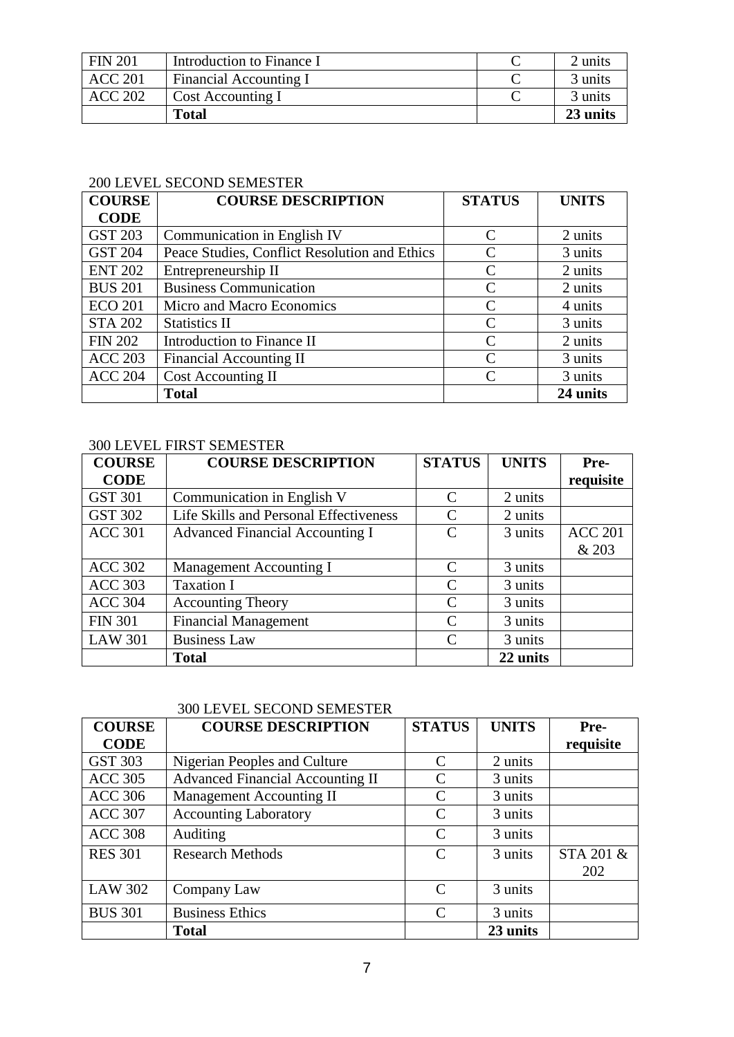| | | | |
|---|---|---|---|
| FIN 201 | Introduction to Finance I | C | 2 units |
| ACC 201 | Financial Accounting I | C | 3 units |
| ACC 202 | Cost Accounting I | C | 3 units |
| | **Total** | | **23 units** |

200 LEVEL SECOND SEMESTER

| **COURSE CODE** | **COURSE DESCRIPTION** | **STATUS** | **UNITS** |
|---|---|---|---|
| GST 203 | Communication in English IV | C | 2 units |
| GST 204 | Peace Studies, Conflict Resolution and Ethics | C | 3 units |
| ENT 202 | Entrepreneurship II | C | 2 units |
| BUS 201 | Business Communication | C | 2 units |
| ECO 201 | Micro and Macro Economics | C | 4 units |
| STA 202 | Statistics II | C | 3 units |
| FIN 202 | Introduction to Finance II | C | 2 units |
| ACC 203 | Financial Accounting II | C | 3 units |
| ACC 204 | Cost Accounting II | C | 3 units |
| | **Total** | | **24 units** |

300 LEVEL FIRST SEMESTER

| **COURSE CODE** | **COURSE DESCRIPTION** | **STATUS** | **UNITS** | **Pre-requisite** |
|---|---|---|---|---|
| GST 301 | Communication in English V | C | 2 units | |
| GST 302 | Life Skills and Personal Effectiveness | C | 2 units | |
| ACC 301 | Advanced Financial Accounting I | C | 3 units | ACC 201 & 203 |
| ACC 302 | Management Accounting I | C | 3 units | |
| ACC 303 | Taxation I | C | 3 units | |
| ACC 304 | Accounting Theory | C | 3 units | |
| FIN 301 | Financial Management | C | 3 units | |
| LAW 301 | Business Law | C | 3 units | |
| | **Total** | | **22 units** | |

300 LEVEL SECOND SEMESTER

| **COURSE CODE** | **COURSE DESCRIPTION** | **STATUS** | **UNITS** | **Pre-requisite** |
|---|---|---|---|---|
| GST 303 | Nigerian Peoples and Culture | C | 2 units | |
| ACC 305 | Advanced Financial Accounting II | C | 3 units | |
| ACC 306 | Management Accounting II | C | 3 units | |
| ACC 307 | Accounting Laboratory | C | 3 units | |
| ACC 308 | Auditing | C | 3 units | |
| RES 301 | Research Methods | C | 3 units | STA 201 & 202 |
| LAW 302 | Company Law | C | 3 units | |
| BUS 301 | Business Ethics | C | 3 units | |
| | **Total** | | **23 units** | |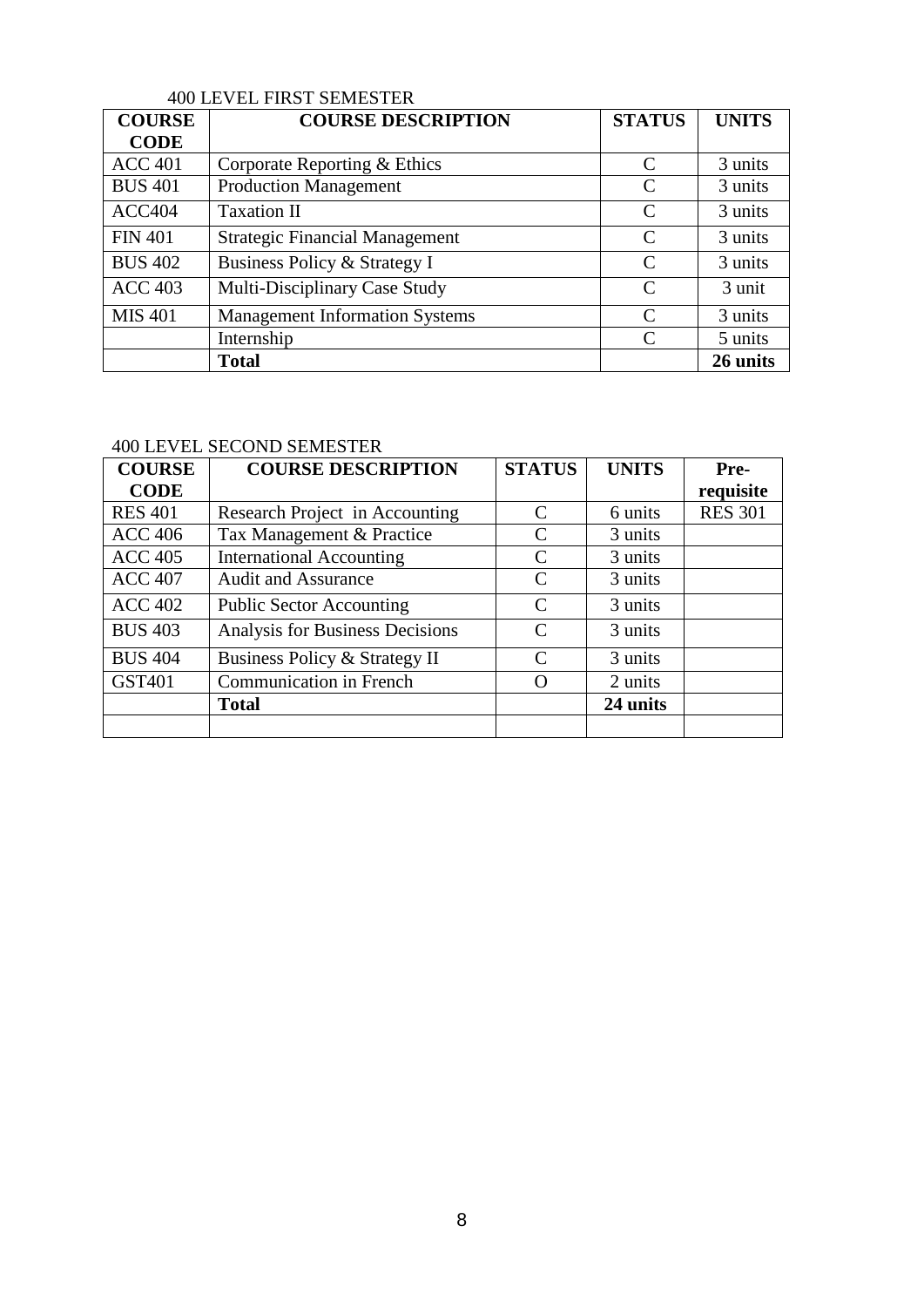400 LEVEL FIRST SEMESTER

| COURSE CODE | COURSE DESCRIPTION | STATUS | UNITS |
|---|---|---|---|
| ACC 401 | Corporate Reporting & Ethics | C | 3 units |
| BUS 401 | Production Management | C | 3 units |
| ACC404 | Taxation II | C | 3 units |
| FIN 401 | Strategic Financial Management | C | 3 units |
| BUS 402 | Business Policy & Strategy I | C | 3 units |
| ACC 403 | Multi-Disciplinary Case Study | C | 3 unit |
| MIS 401 | Management Information Systems | C | 3 units |
| | Internship | C | 5 units |
| | **Total** | | **26 units** |

400 LEVEL SECOND SEMESTER

| COURSE CODE | COURSE DESCRIPTION | STATUS | UNITS | Pre-requisite |
|---|---|---|---|---|
| RES 401 | Research Project in Accounting | C | 6 units | RES 301 |
| ACC 406 | Tax Management & Practice | C | 3 units | |
| ACC 405 | International Accounting | C | 3 units | |
| ACC 407 | Audit and Assurance | C | 3 units | |
| ACC 402 | Public Sector Accounting | C | 3 units | |
| BUS 403 | Analysis for Business Decisions | C | 3 units | |
| BUS 404 | Business Policy & Strategy II | C | 3 units | |
| GST401 | Communication in French | O | 2 units | |
| | **Total** | | **24 units** | |
| | | | | |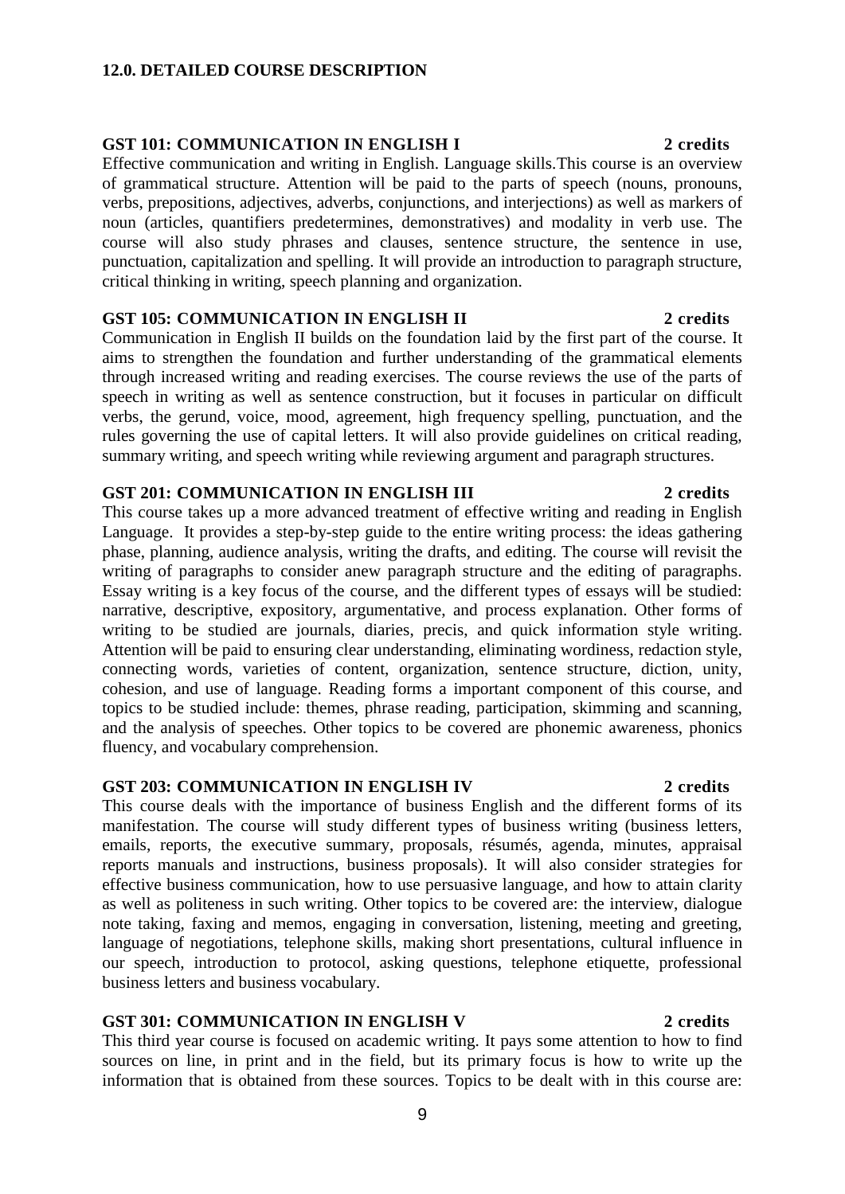## 12.0. DETAILED COURSE DESCRIPTION

### GST 101: COMMUNICATION IN ENGLISH I — 2 credits

Effective communication and writing in English. Language skills.This course is an overview of grammatical structure. Attention will be paid to the parts of speech (nouns, pronouns, verbs, prepositions, adjectives, adverbs, conjunctions, and interjections) as well as markers of noun (articles, quantifiers predetermines, demonstratives) and modality in verb use. The course will also study phrases and clauses, sentence structure, the sentence in use, punctuation, capitalization and spelling. It will provide an introduction to paragraph structure, critical thinking in writing, speech planning and organization.

### GST 105: COMMUNICATION IN ENGLISH II — 2 credits

Communication in English II builds on the foundation laid by the first part of the course. It aims to strengthen the foundation and further understanding of the grammatical elements through increased writing and reading exercises. The course reviews the use of the parts of speech in writing as well as sentence construction, but it focuses in particular on difficult verbs, the gerund, voice, mood, agreement, high frequency spelling, punctuation, and the rules governing the use of capital letters. It will also provide guidelines on critical reading, summary writing, and speech writing while reviewing argument and paragraph structures.

### GST 201: COMMUNICATION IN ENGLISH III — 2 credits

This course takes up a more advanced treatment of effective writing and reading in English Language. It provides a step-by-step guide to the entire writing process: the ideas gathering phase, planning, audience analysis, writing the drafts, and editing. The course will revisit the writing of paragraphs to consider anew paragraph structure and the editing of paragraphs. Essay writing is a key focus of the course, and the different types of essays will be studied: narrative, descriptive, expository, argumentative, and process explanation. Other forms of writing to be studied are journals, diaries, precis, and quick information style writing. Attention will be paid to ensuring clear understanding, eliminating wordiness, redaction style, connecting words, varieties of content, organization, sentence structure, diction, unity, cohesion, and use of language. Reading forms a important component of this course, and topics to be studied include: themes, phrase reading, participation, skimming and scanning, and the analysis of speeches. Other topics to be covered are phonemic awareness, phonics fluency, and vocabulary comprehension.

### GST 203: COMMUNICATION IN ENGLISH IV — 2 credits

This course deals with the importance of business English and the different forms of its manifestation. The course will study different types of business writing (business letters, emails, reports, the executive summary, proposals, résumés, agenda, minutes, appraisal reports manuals and instructions, business proposals). It will also consider strategies for effective business communication, how to use persuasive language, and how to attain clarity as well as politeness in such writing. Other topics to be covered are: the interview, dialogue note taking, faxing and memos, engaging in conversation, listening, meeting and greeting, language of negotiations, telephone skills, making short presentations, cultural influence in our speech, introduction to protocol, asking questions, telephone etiquette, professional business letters and business vocabulary.

### GST 301: COMMUNICATION IN ENGLISH V — 2 credits

This third year course is focused on academic writing. It pays some attention to how to find sources on line, in print and in the field, but its primary focus is how to write up the information that is obtained from these sources. Topics to be dealt with in this course are: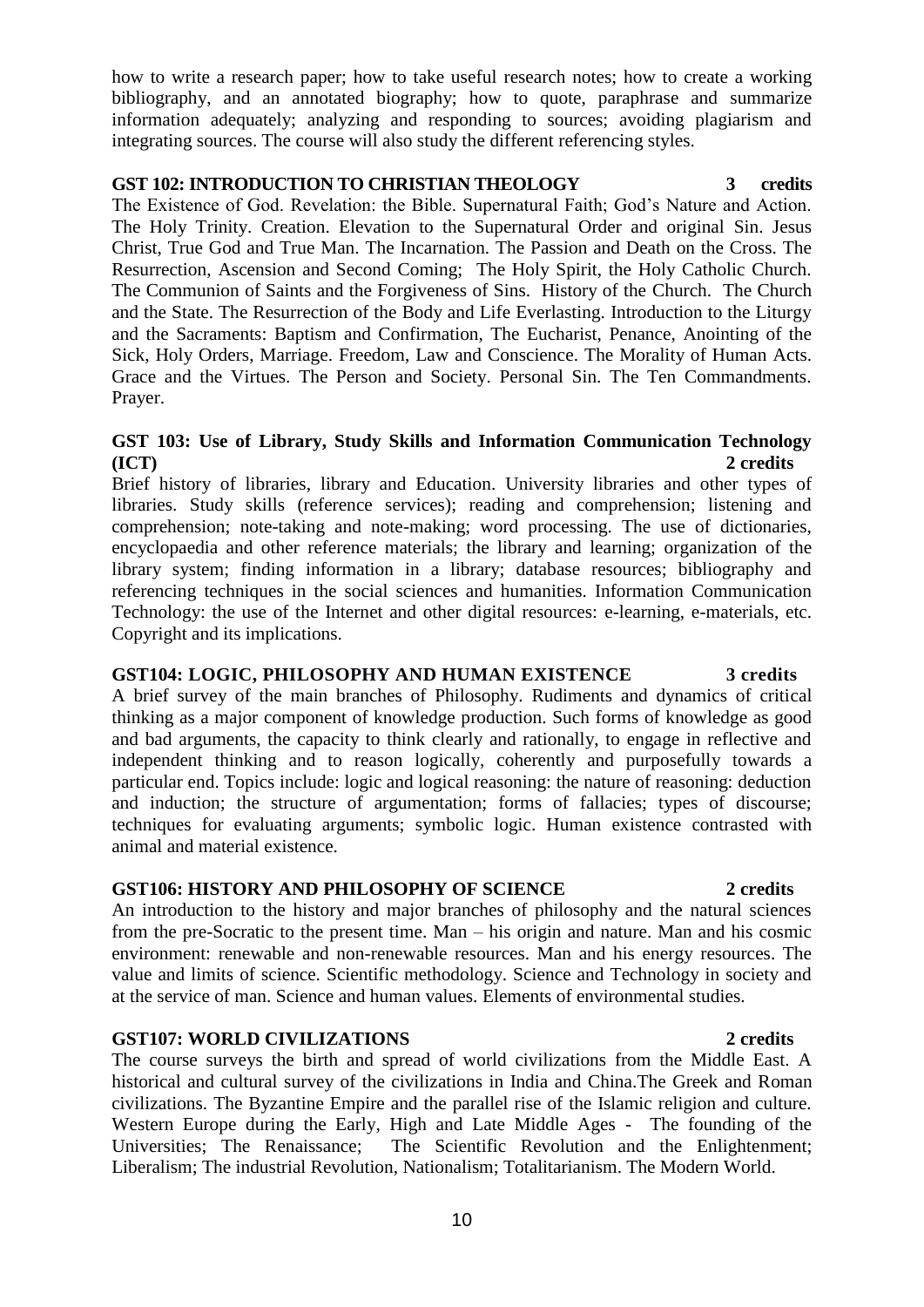how to write a research paper; how to take useful research notes; how to create a working bibliography, and an annotated biography; how to quote, paraphrase and summarize information adequately; analyzing and responding to sources; avoiding plagiarism and integrating sources. The course will also study the different referencing styles.

**GST 102: INTRODUCTION TO CHRISTIAN THEOLOGY 3 credits**

The Existence of God. Revelation: the Bible. Supernatural Faith; God's Nature and Action. The Holy Trinity. Creation. Elevation to the Supernatural Order and original Sin. Jesus Christ, True God and True Man. The Incarnation. The Passion and Death on the Cross. The Resurrection, Ascension and Second Coming; The Holy Spirit, the Holy Catholic Church. The Communion of Saints and the Forgiveness of Sins. History of the Church. The Church and the State. The Resurrection of the Body and Life Everlasting. Introduction to the Liturgy and the Sacraments: Baptism and Confirmation, The Eucharist, Penance, Anointing of the Sick, Holy Orders, Marriage. Freedom, Law and Conscience. The Morality of Human Acts. Grace and the Virtues. The Person and Society. Personal Sin. The Ten Commandments. Prayer.

**GST 103: Use of Library, Study Skills and Information Communication Technology (ICT) 2 credits**

Brief history of libraries, library and Education. University libraries and other types of libraries. Study skills (reference services); reading and comprehension; listening and comprehension; note-taking and note-making; word processing. The use of dictionaries, encyclopaedia and other reference materials; the library and learning; organization of the library system; finding information in a library; database resources; bibliography and referencing techniques in the social sciences and humanities. Information Communication Technology: the use of the Internet and other digital resources: e-learning, e-materials, etc. Copyright and its implications.

**GST104: LOGIC, PHILOSOPHY AND HUMAN EXISTENCE 3 credits**

A brief survey of the main branches of Philosophy. Rudiments and dynamics of critical thinking as a major component of knowledge production. Such forms of knowledge as good and bad arguments, the capacity to think clearly and rationally, to engage in reflective and independent thinking and to reason logically, coherently and purposefully towards a particular end. Topics include: logic and logical reasoning: the nature of reasoning: deduction and induction; the structure of argumentation; forms of fallacies; types of discourse; techniques for evaluating arguments; symbolic logic. Human existence contrasted with animal and material existence.

**GST106: HISTORY AND PHILOSOPHY OF SCIENCE 2 credits**

An introduction to the history and major branches of philosophy and the natural sciences from the pre-Socratic to the present time. Man – his origin and nature. Man and his cosmic environment: renewable and non-renewable resources. Man and his energy resources. The value and limits of science. Scientific methodology. Science and Technology in society and at the service of man. Science and human values. Elements of environmental studies.

**GST107: WORLD CIVILIZATIONS 2 credits**

The course surveys the birth and spread of world civilizations from the Middle East. A historical and cultural survey of the civilizations in India and China.The Greek and Roman civilizations. The Byzantine Empire and the parallel rise of the Islamic religion and culture. Western Europe during the Early, High and Late Middle Ages - The founding of the Universities; The Renaissance; The Scientific Revolution and the Enlightenment; Liberalism; The industrial Revolution, Nationalism; Totalitarianism. The Modern World.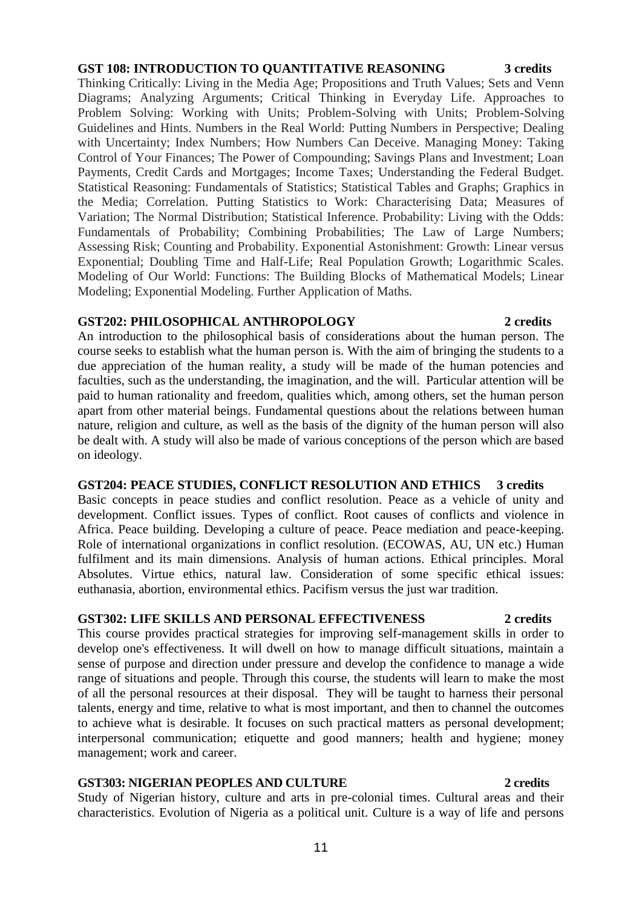**GST 108: INTRODUCTION TO QUANTITATIVE REASONING 3 credits**

Thinking Critically: Living in the Media Age; Propositions and Truth Values; Sets and Venn Diagrams; Analyzing Arguments; Critical Thinking in Everyday Life. Approaches to Problem Solving: Working with Units; Problem-Solving with Units; Problem-Solving Guidelines and Hints. Numbers in the Real World: Putting Numbers in Perspective; Dealing with Uncertainty; Index Numbers; How Numbers Can Deceive. Managing Money: Taking Control of Your Finances; The Power of Compounding; Savings Plans and Investment; Loan Payments, Credit Cards and Mortgages; Income Taxes; Understanding the Federal Budget. Statistical Reasoning: Fundamentals of Statistics; Statistical Tables and Graphs; Graphics in the Media; Correlation. Putting Statistics to Work: Characterising Data; Measures of Variation; The Normal Distribution; Statistical Inference. Probability: Living with the Odds: Fundamentals of Probability; Combining Probabilities; The Law of Large Numbers; Assessing Risk; Counting and Probability. Exponential Astonishment: Growth: Linear versus Exponential; Doubling Time and Half-Life; Real Population Growth; Logarithmic Scales. Modeling of Our World: Functions: The Building Blocks of Mathematical Models; Linear Modeling; Exponential Modeling. Further Application of Maths.

**GST202: PHILOSOPHICAL ANTHROPOLOGY 2 credits**

An introduction to the philosophical basis of considerations about the human person. The course seeks to establish what the human person is. With the aim of bringing the students to a due appreciation of the human reality, a study will be made of the human potencies and faculties, such as the understanding, the imagination, and the will. Particular attention will be paid to human rationality and freedom, qualities which, among others, set the human person apart from other material beings. Fundamental questions about the relations between human nature, religion and culture, as well as the basis of the dignity of the human person will also be dealt with. A study will also be made of various conceptions of the person which are based on ideology.

**GST204: PEACE STUDIES, CONFLICT RESOLUTION AND ETHICS 3 credits**

Basic concepts in peace studies and conflict resolution. Peace as a vehicle of unity and development. Conflict issues. Types of conflict. Root causes of conflicts and violence in Africa. Peace building. Developing a culture of peace. Peace mediation and peace-keeping. Role of international organizations in conflict resolution. (ECOWAS, AU, UN etc.) Human fulfilment and its main dimensions. Analysis of human actions. Ethical principles. Moral Absolutes. Virtue ethics, natural law. Consideration of some specific ethical issues: euthanasia, abortion, environmental ethics. Pacifism versus the just war tradition.

**GST302: LIFE SKILLS AND PERSONAL EFFECTIVENESS 2 credits**

This course provides practical strategies for improving self-management skills in order to develop one's effectiveness. It will dwell on how to manage difficult situations, maintain a sense of purpose and direction under pressure and develop the confidence to manage a wide range of situations and people. Through this course, the students will learn to make the most of all the personal resources at their disposal. They will be taught to harness their personal talents, energy and time, relative to what is most important, and then to channel the outcomes to achieve what is desirable. It focuses on such practical matters as personal development; interpersonal communication; etiquette and good manners; health and hygiene; money management; work and career.

**GST303: NIGERIAN PEOPLES AND CULTURE 2 credits**

Study of Nigerian history, culture and arts in pre-colonial times. Cultural areas and their characteristics. Evolution of Nigeria as a political unit. Culture is a way of life and persons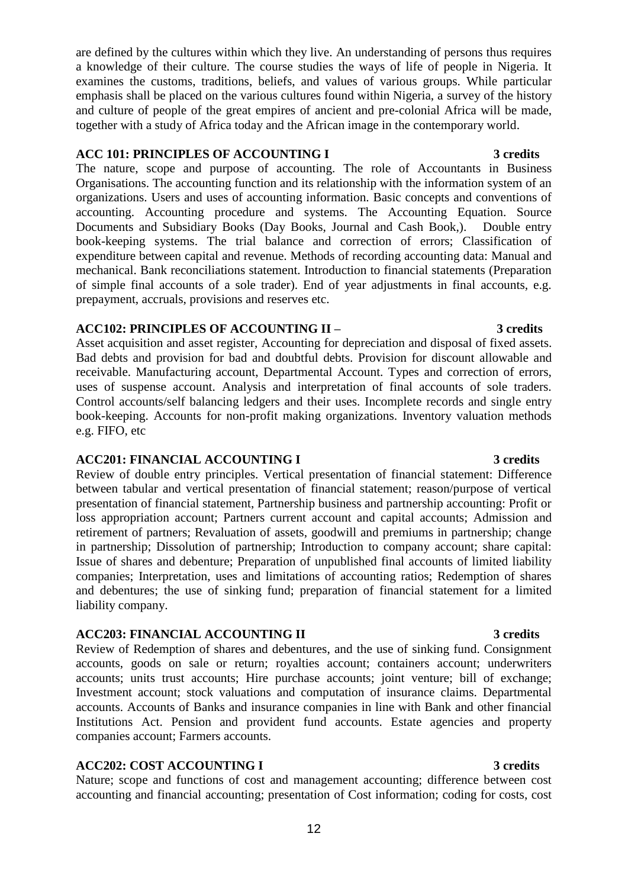are defined by the cultures within which they live. An understanding of persons thus requires a knowledge of their culture. The course studies the ways of life of people in Nigeria. It examines the customs, traditions, beliefs, and values of various groups. While particular emphasis shall be placed on the various cultures found within Nigeria, a survey of the history and culture of people of the great empires of ancient and pre-colonial Africa will be made, together with a study of Africa today and the African image in the contemporary world.

**ACC 101: PRINCIPLES OF ACCOUNTING I** **3 credits**

The nature, scope and purpose of accounting. The role of Accountants in Business Organisations. The accounting function and its relationship with the information system of an organizations. Users and uses of accounting information. Basic concepts and conventions of accounting. Accounting procedure and systems. The Accounting Equation. Source Documents and Subsidiary Books (Day Books, Journal and Cash Book,). Double entry book-keeping systems. The trial balance and correction of errors; Classification of expenditure between capital and revenue. Methods of recording accounting data: Manual and mechanical. Bank reconciliations statement. Introduction to financial statements (Preparation of simple final accounts of a sole trader). End of year adjustments in final accounts, e.g. prepayment, accruals, provisions and reserves etc.

**ACC102: PRINCIPLES OF ACCOUNTING II –** **3 credits**

Asset acquisition and asset register, Accounting for depreciation and disposal of fixed assets. Bad debts and provision for bad and doubtful debts. Provision for discount allowable and receivable. Manufacturing account, Departmental Account. Types and correction of errors, uses of suspense account. Analysis and interpretation of final accounts of sole traders. Control accounts/self balancing ledgers and their uses. Incomplete records and single entry book-keeping. Accounts for non-profit making organizations. Inventory valuation methods e.g. FIFO, etc

**ACC201: FINANCIAL ACCOUNTING I** **3 credits**

Review of double entry principles. Vertical presentation of financial statement: Difference between tabular and vertical presentation of financial statement; reason/purpose of vertical presentation of financial statement, Partnership business and partnership accounting: Profit or loss appropriation account; Partners current account and capital accounts; Admission and retirement of partners; Revaluation of assets, goodwill and premiums in partnership; change in partnership; Dissolution of partnership; Introduction to company account; share capital: Issue of shares and debenture; Preparation of unpublished final accounts of limited liability companies; Interpretation, uses and limitations of accounting ratios; Redemption of shares and debentures; the use of sinking fund; preparation of financial statement for a limited liability company.

**ACC203: FINANCIAL ACCOUNTING II** **3 credits**

Review of Redemption of shares and debentures, and the use of sinking fund. Consignment accounts, goods on sale or return; royalties account; containers account; underwriters accounts; units trust accounts; Hire purchase accounts; joint venture; bill of exchange; Investment account; stock valuations and computation of insurance claims. Departmental accounts. Accounts of Banks and insurance companies in line with Bank and other financial Institutions Act. Pension and provident fund accounts. Estate agencies and property companies account; Farmers accounts.

**ACC202: COST ACCOUNTING I** **3 credits**

Nature; scope and functions of cost and management accounting; difference between cost accounting and financial accounting; presentation of Cost information; coding for costs, cost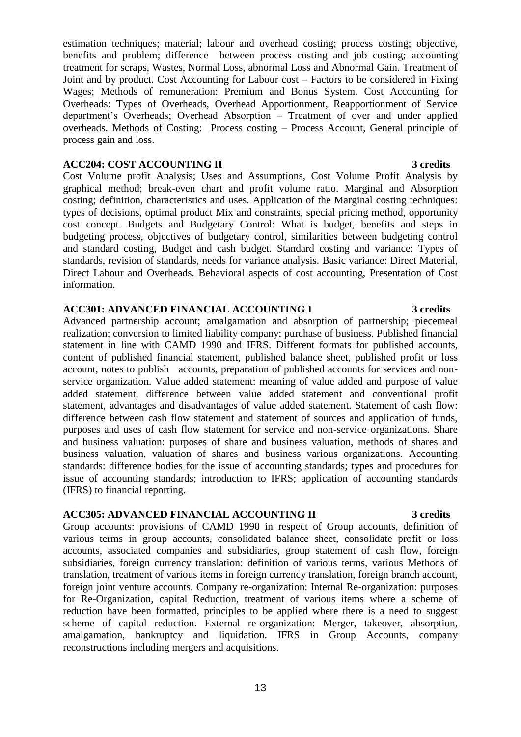estimation techniques; material; labour and overhead costing; process costing; objective, benefits and problem; difference between process costing and job costing; accounting treatment for scraps, Wastes, Normal Loss, abnormal Loss and Abnormal Gain. Treatment of Joint and by product. Cost Accounting for Labour cost – Factors to be considered in Fixing Wages; Methods of remuneration: Premium and Bonus System. Cost Accounting for Overheads: Types of Overheads, Overhead Apportionment, Reapportionment of Service department's Overheads; Overhead Absorption – Treatment of over and under applied overheads. Methods of Costing: Process costing – Process Account, General principle of process gain and loss.

**ACC204: COST ACCOUNTING II** **3 credits**

Cost Volume profit Analysis; Uses and Assumptions, Cost Volume Profit Analysis by graphical method; break-even chart and profit volume ratio. Marginal and Absorption costing; definition, characteristics and uses. Application of the Marginal costing techniques: types of decisions, optimal product Mix and constraints, special pricing method, opportunity cost concept. Budgets and Budgetary Control: What is budget, benefits and steps in budgeting process, objectives of budgetary control, similarities between budgeting control and standard costing, Budget and cash budget. Standard costing and variance: Types of standards, revision of standards, needs for variance analysis. Basic variance: Direct Material, Direct Labour and Overheads. Behavioral aspects of cost accounting, Presentation of Cost information.

**ACC301: ADVANCED FINANCIAL ACCOUNTING I** **3 credits**

Advanced partnership account; amalgamation and absorption of partnership; piecemeal realization; conversion to limited liability company; purchase of business. Published financial statement in line with CAMD 1990 and IFRS. Different formats for published accounts, content of published financial statement, published balance sheet, published profit or loss account, notes to publish accounts, preparation of published accounts for services and non-service organization. Value added statement: meaning of value added and purpose of value added statement, difference between value added statement and conventional profit statement, advantages and disadvantages of value added statement. Statement of cash flow: difference between cash flow statement and statement of sources and application of funds, purposes and uses of cash flow statement for service and non-service organizations. Share and business valuation: purposes of share and business valuation, methods of shares and business valuation, valuation of shares and business various organizations. Accounting standards: difference bodies for the issue of accounting standards; types and procedures for issue of accounting standards; introduction to IFRS; application of accounting standards (IFRS) to financial reporting.

**ACC305: ADVANCED FINANCIAL ACCOUNTING II** **3 credits**

Group accounts: provisions of CAMD 1990 in respect of Group accounts, definition of various terms in group accounts, consolidated balance sheet, consolidate profit or loss accounts, associated companies and subsidiaries, group statement of cash flow, foreign subsidiaries, foreign currency translation: definition of various terms, various Methods of translation, treatment of various items in foreign currency translation, foreign branch account, foreign joint venture accounts. Company re-organization: Internal Re-organization: purposes for Re-Organization, capital Reduction, treatment of various items where a scheme of reduction have been formatted, principles to be applied where there is a need to suggest scheme of capital reduction. External re-organization: Merger, takeover, absorption, amalgamation, bankruptcy and liquidation. IFRS in Group Accounts, company reconstructions including mergers and acquisitions.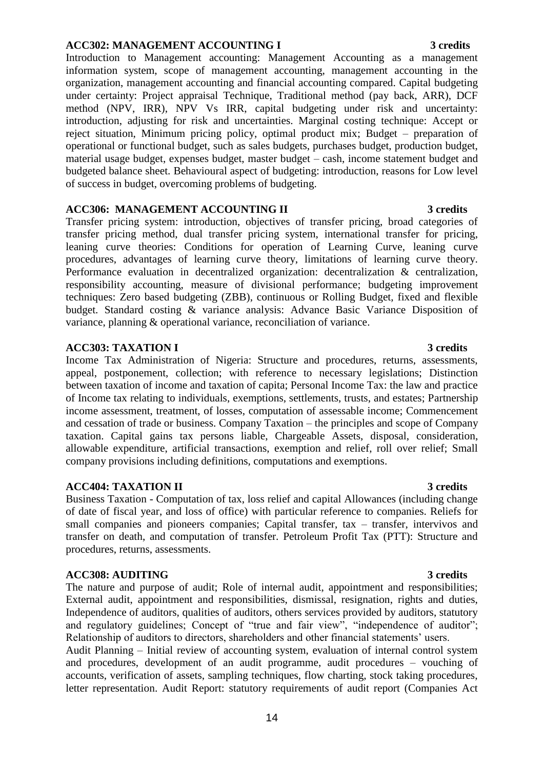**ACC302: MANAGEMENT ACCOUNTING I** **3 credits**

Introduction to Management accounting: Management Accounting as a management information system, scope of management accounting, management accounting in the organization, management accounting and financial accounting compared. Capital budgeting under certainty: Project appraisal Technique, Traditional method (pay back, ARR), DCF method (NPV, IRR), NPV Vs IRR, capital budgeting under risk and uncertainty: introduction, adjusting for risk and uncertainties. Marginal costing technique: Accept or reject situation, Minimum pricing policy, optimal product mix; Budget – preparation of operational or functional budget, such as sales budgets, purchases budget, production budget, material usage budget, expenses budget, master budget – cash, income statement budget and budgeted balance sheet. Behavioural aspect of budgeting: introduction, reasons for Low level of success in budget, overcoming problems of budgeting.

**ACC306: MANAGEMENT ACCOUNTING II** **3 credits**

Transfer pricing system: introduction, objectives of transfer pricing, broad categories of transfer pricing method, dual transfer pricing system, international transfer for pricing, leaning curve theories: Conditions for operation of Learning Curve, leaning curve procedures, advantages of learning curve theory, limitations of learning curve theory. Performance evaluation in decentralized organization: decentralization & centralization, responsibility accounting, measure of divisional performance; budgeting improvement techniques: Zero based budgeting (ZBB), continuous or Rolling Budget, fixed and flexible budget. Standard costing & variance analysis: Advance Basic Variance Disposition of variance, planning & operational variance, reconciliation of variance.

**ACC303: TAXATION I** **3 credits**

Income Tax Administration of Nigeria: Structure and procedures, returns, assessments, appeal, postponement, collection; with reference to necessary legislations; Distinction between taxation of income and taxation of capita; Personal Income Tax: the law and practice of Income tax relating to individuals, exemptions, settlements, trusts, and estates; Partnership income assessment, treatment, of losses, computation of assessable income; Commencement and cessation of trade or business. Company Taxation – the principles and scope of Company taxation. Capital gains tax persons liable, Chargeable Assets, disposal, consideration, allowable expenditure, artificial transactions, exemption and relief, roll over relief; Small company provisions including definitions, computations and exemptions.

**ACC404: TAXATION II** **3 credits**

Business Taxation - Computation of tax, loss relief and capital Allowances (including change of date of fiscal year, and loss of office) with particular reference to companies. Reliefs for small companies and pioneers companies; Capital transfer, tax – transfer, intervivos and transfer on death, and computation of transfer. Petroleum Profit Tax (PTT): Structure and procedures, returns, assessments.

**ACC308: AUDITING** **3 credits**

The nature and purpose of audit; Role of internal audit, appointment and responsibilities; External audit, appointment and responsibilities, dismissal, resignation, rights and duties, Independence of auditors, qualities of auditors, others services provided by auditors, statutory and regulatory guidelines; Concept of "true and fair view", "independence of auditor"; Relationship of auditors to directors, shareholders and other financial statements' users.

Audit Planning – Initial review of accounting system, evaluation of internal control system and procedures, development of an audit programme, audit procedures – vouching of accounts, verification of assets, sampling techniques, flow charting, stock taking procedures, letter representation. Audit Report: statutory requirements of audit report (Companies Act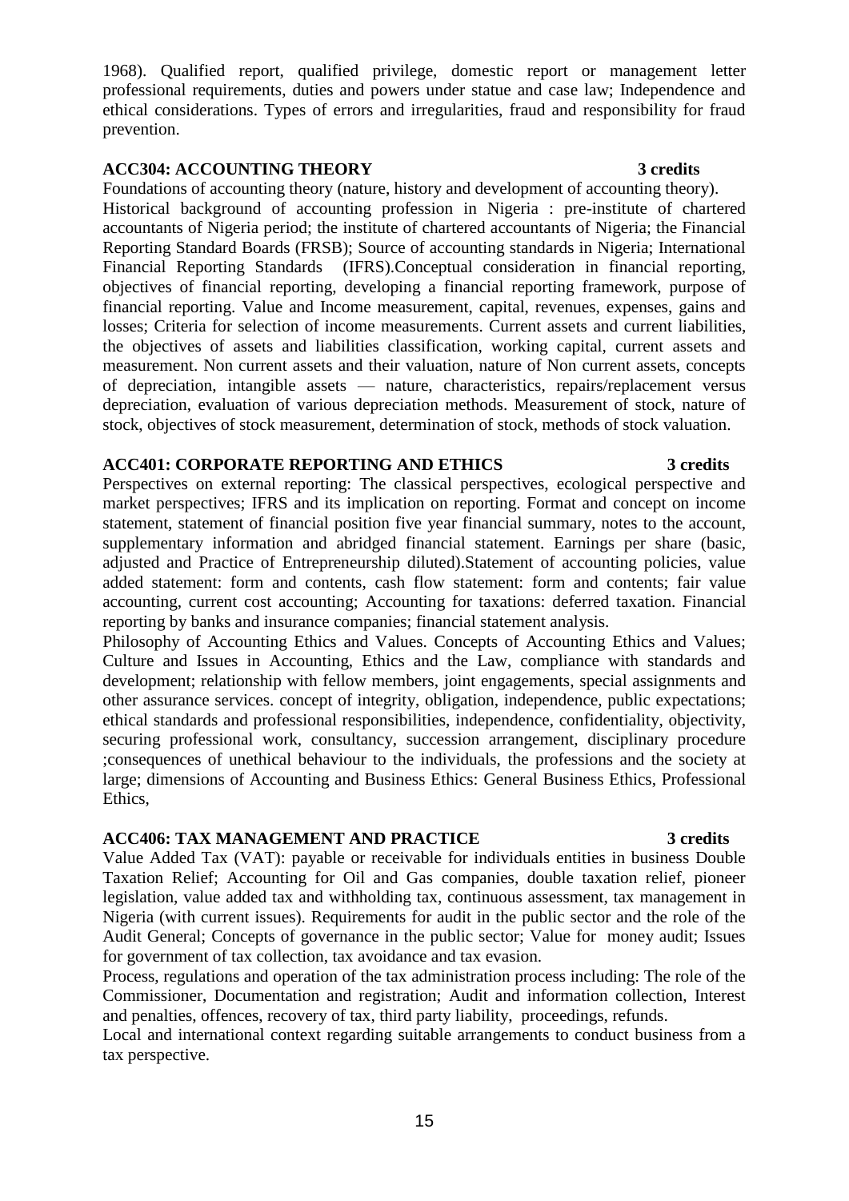1968). Qualified report, qualified privilege, domestic report or management letter professional requirements, duties and powers under statue and case law; Independence and ethical considerations. Types of errors and irregularities, fraud and responsibility for fraud prevention.

**ACC304: ACCOUNTING THEORY** **3 credits**

Foundations of accounting theory (nature, history and development of accounting theory). Historical background of accounting profession in Nigeria : pre-institute of chartered accountants of Nigeria period; the institute of chartered accountants of Nigeria; the Financial Reporting Standard Boards (FRSB); Source of accounting standards in Nigeria; International Financial Reporting Standards (IFRS).Conceptual consideration in financial reporting, objectives of financial reporting, developing a financial reporting framework, purpose of financial reporting. Value and Income measurement, capital, revenues, expenses, gains and losses; Criteria for selection of income measurements. Current assets and current liabilities, the objectives of assets and liabilities classification, working capital, current assets and measurement. Non current assets and their valuation, nature of Non current assets, concepts of depreciation, intangible assets — nature, characteristics, repairs/replacement versus depreciation, evaluation of various depreciation methods. Measurement of stock, nature of stock, objectives of stock measurement, determination of stock, methods of stock valuation.

**ACC401: CORPORATE REPORTING AND ETHICS** **3 credits**

Perspectives on external reporting: The classical perspectives, ecological perspective and market perspectives; IFRS and its implication on reporting. Format and concept on income statement, statement of financial position five year financial summary, notes to the account, supplementary information and abridged financial statement. Earnings per share (basic, adjusted and Practice of Entrepreneurship diluted).Statement of accounting policies, value added statement: form and contents, cash flow statement: form and contents; fair value accounting, current cost accounting; Accounting for taxations: deferred taxation. Financial reporting by banks and insurance companies; financial statement analysis.

Philosophy of Accounting Ethics and Values. Concepts of Accounting Ethics and Values; Culture and Issues in Accounting, Ethics and the Law, compliance with standards and development; relationship with fellow members, joint engagements, special assignments and other assurance services. concept of integrity, obligation, independence, public expectations; ethical standards and professional responsibilities, independence, confidentiality, objectivity, securing professional work, consultancy, succession arrangement, disciplinary procedure ;consequences of unethical behaviour to the individuals, the professions and the society at large; dimensions of Accounting and Business Ethics: General Business Ethics, Professional Ethics,

**ACC406: TAX MANAGEMENT AND PRACTICE** **3 credits**

Value Added Tax (VAT): payable or receivable for individuals entities in business Double Taxation Relief; Accounting for Oil and Gas companies, double taxation relief, pioneer legislation, value added tax and withholding tax, continuous assessment, tax management in Nigeria (with current issues). Requirements for audit in the public sector and the role of the Audit General; Concepts of governance in the public sector; Value for money audit; Issues for government of tax collection, tax avoidance and tax evasion.

Process, regulations and operation of the tax administration process including: The role of the Commissioner, Documentation and registration; Audit and information collection, Interest and penalties, offences, recovery of tax, third party liability, proceedings, refunds.

Local and international context regarding suitable arrangements to conduct business from a tax perspective.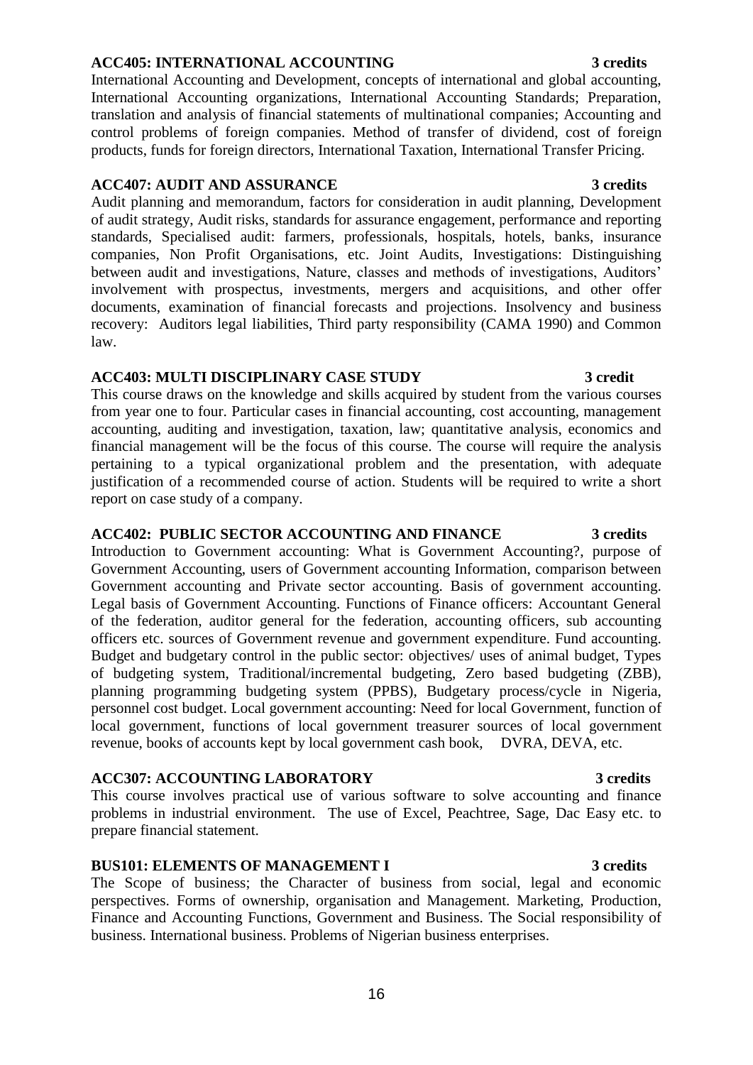**ACC405: INTERNATIONAL ACCOUNTING** **3 credits**

International Accounting and Development, concepts of international and global accounting, International Accounting organizations, International Accounting Standards; Preparation, translation and analysis of financial statements of multinational companies; Accounting and control problems of foreign companies. Method of transfer of dividend, cost of foreign products, funds for foreign directors, International Taxation, International Transfer Pricing.

**ACC407: AUDIT AND ASSURANCE** **3 credits**

Audit planning and memorandum, factors for consideration in audit planning, Development of audit strategy, Audit risks, standards for assurance engagement, performance and reporting standards, Specialised audit: farmers, professionals, hospitals, hotels, banks, insurance companies, Non Profit Organisations, etc. Joint Audits, Investigations: Distinguishing between audit and investigations, Nature, classes and methods of investigations, Auditors' involvement with prospectus, investments, mergers and acquisitions, and other offer documents, examination of financial forecasts and projections. Insolvency and business recovery: Auditors legal liabilities, Third party responsibility (CAMA 1990) and Common law.

**ACC403: MULTI DISCIPLINARY CASE STUDY** **3 credit**

This course draws on the knowledge and skills acquired by student from the various courses from year one to four. Particular cases in financial accounting, cost accounting, management accounting, auditing and investigation, taxation, law; quantitative analysis, economics and financial management will be the focus of this course. The course will require the analysis pertaining to a typical organizational problem and the presentation, with adequate justification of a recommended course of action. Students will be required to write a short report on case study of a company.

**ACC402: PUBLIC SECTOR ACCOUNTING AND FINANCE** **3 credits**

Introduction to Government accounting: What is Government Accounting?, purpose of Government Accounting, users of Government accounting Information, comparison between Government accounting and Private sector accounting. Basis of government accounting. Legal basis of Government Accounting. Functions of Finance officers: Accountant General of the federation, auditor general for the federation, accounting officers, sub accounting officers etc. sources of Government revenue and government expenditure. Fund accounting. Budget and budgetary control in the public sector: objectives/ uses of animal budget, Types of budgeting system, Traditional/incremental budgeting, Zero based budgeting (ZBB), planning programming budgeting system (PPBS), Budgetary process/cycle in Nigeria, personnel cost budget. Local government accounting: Need for local Government, function of local government, functions of local government treasurer sources of local government revenue, books of accounts kept by local government cash book, DVRA, DEVA, etc.

**ACC307: ACCOUNTING LABORATORY** **3 credits**

This course involves practical use of various software to solve accounting and finance problems in industrial environment. The use of Excel, Peachtree, Sage, Dac Easy etc. to prepare financial statement.

**BUS101: ELEMENTS OF MANAGEMENT I** **3 credits**

The Scope of business; the Character of business from social, legal and economic perspectives. Forms of ownership, organisation and Management. Marketing, Production, Finance and Accounting Functions, Government and Business. The Social responsibility of business. International business. Problems of Nigerian business enterprises.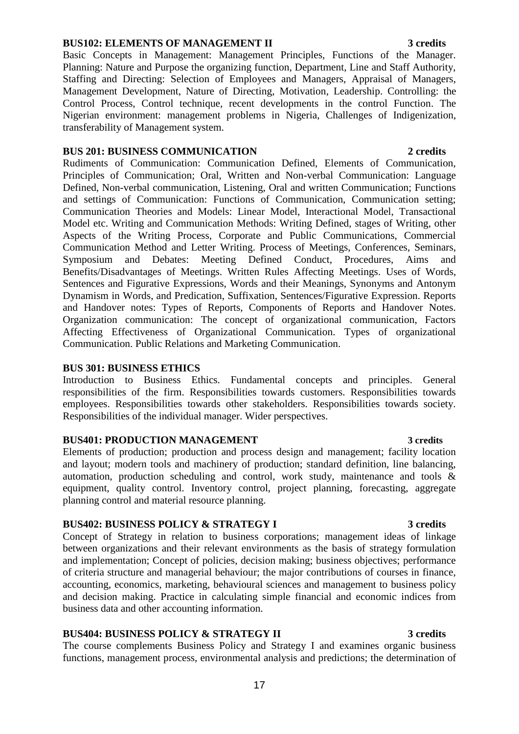**BUS102: ELEMENTS OF MANAGEMENT II** **3 credits**

Basic Concepts in Management: Management Principles, Functions of the Manager. Planning: Nature and Purpose the organizing function, Department, Line and Staff Authority, Staffing and Directing: Selection of Employees and Managers, Appraisal of Managers, Management Development, Nature of Directing, Motivation, Leadership. Controlling: the Control Process, Control technique, recent developments in the control Function. The Nigerian environment: management problems in Nigeria, Challenges of Indigenization, transferability of Management system.

**BUS 201: BUSINESS COMMUNICATION** **2 credits**

Rudiments of Communication: Communication Defined, Elements of Communication, Principles of Communication; Oral, Written and Non-verbal Communication: Language Defined, Non-verbal communication, Listening, Oral and written Communication; Functions and settings of Communication: Functions of Communication, Communication setting; Communication Theories and Models: Linear Model, Interactional Model, Transactional Model etc. Writing and Communication Methods: Writing Defined, stages of Writing, other Aspects of the Writing Process, Corporate and Public Communications, Commercial Communication Method and Letter Writing. Process of Meetings, Conferences, Seminars, Symposium and Debates: Meeting Defined Conduct, Procedures, Aims and Benefits/Disadvantages of Meetings. Written Rules Affecting Meetings. Uses of Words, Sentences and Figurative Expressions, Words and their Meanings, Synonyms and Antonym Dynamism in Words, and Predication, Suffixation, Sentences/Figurative Expression. Reports and Handover notes: Types of Reports, Components of Reports and Handover Notes. Organization communication: The concept of organizational communication, Factors Affecting Effectiveness of Organizational Communication. Types of organizational Communication. Public Relations and Marketing Communication.

**BUS 301: BUSINESS ETHICS**

Introduction to Business Ethics. Fundamental concepts and principles. General responsibilities of the firm. Responsibilities towards customers. Responsibilities towards employees. Responsibilities towards other stakeholders. Responsibilities towards society. Responsibilities of the individual manager. Wider perspectives.

**BUS401: PRODUCTION MANAGEMENT** **3 credits**

Elements of production; production and process design and management; facility location and layout; modern tools and machinery of production; standard definition, line balancing, automation, production scheduling and control, work study, maintenance and tools & equipment, quality control. Inventory control, project planning, forecasting, aggregate planning control and material resource planning.

**BUS402: BUSINESS POLICY & STRATEGY I** **3 credits**

Concept of Strategy in relation to business corporations; management ideas of linkage between organizations and their relevant environments as the basis of strategy formulation and implementation; Concept of policies, decision making; business objectives; performance of criteria structure and managerial behaviour; the major contributions of courses in finance, accounting, economics, marketing, behavioural sciences and management to business policy and decision making. Practice in calculating simple financial and economic indices from business data and other accounting information.

**BUS404: BUSINESS POLICY & STRATEGY II** **3 credits**

The course complements Business Policy and Strategy I and examines organic business functions, management process, environmental analysis and predictions; the determination of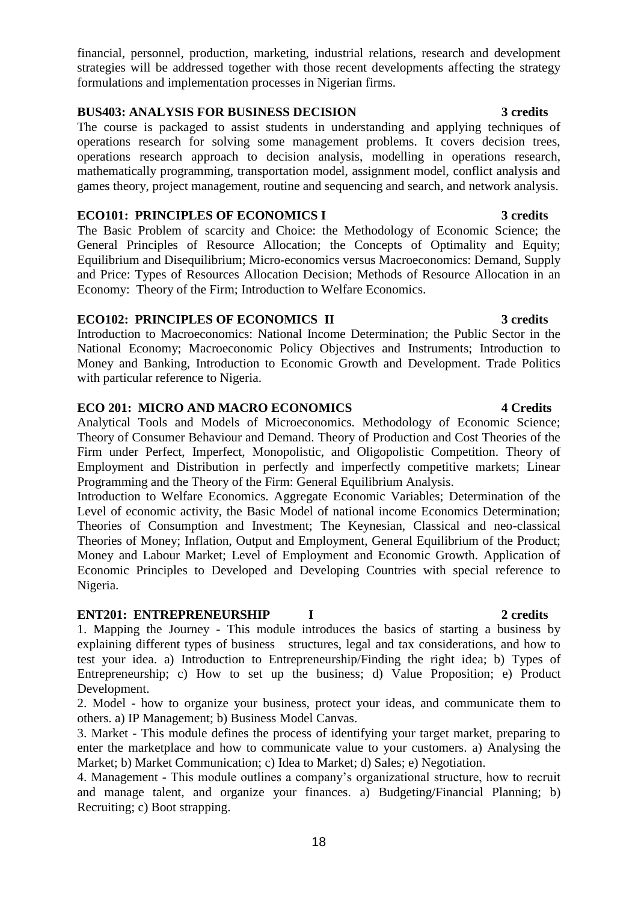financial, personnel, production, marketing, industrial relations, research and development strategies will be addressed together with those recent developments affecting the strategy formulations and implementation processes in Nigerian firms.

**BUS403: ANALYSIS FOR BUSINESS DECISION 3 credits**

The course is packaged to assist students in understanding and applying techniques of operations research for solving some management problems. It covers decision trees, operations research approach to decision analysis, modelling in operations research, mathematically programming, transportation model, assignment model, conflict analysis and games theory, project management, routine and sequencing and search, and network analysis.

**ECO101: PRINCIPLES OF ECONOMICS I 3 credits**

The Basic Problem of scarcity and Choice: the Methodology of Economic Science; the General Principles of Resource Allocation; the Concepts of Optimality and Equity; Equilibrium and Disequilibrium; Micro-economics versus Macroeconomics: Demand, Supply and Price: Types of Resources Allocation Decision; Methods of Resource Allocation in an Economy: Theory of the Firm; Introduction to Welfare Economics.

**ECO102: PRINCIPLES OF ECONOMICS II 3 credits**

Introduction to Macroeconomics: National Income Determination; the Public Sector in the National Economy; Macroeconomic Policy Objectives and Instruments; Introduction to Money and Banking, Introduction to Economic Growth and Development. Trade Politics with particular reference to Nigeria.

**ECO 201: MICRO AND MACRO ECONOMICS 4 Credits**

Analytical Tools and Models of Microeconomics. Methodology of Economic Science; Theory of Consumer Behaviour and Demand. Theory of Production and Cost Theories of the Firm under Perfect, Imperfect, Monopolistic, and Oligopolistic Competition. Theory of Employment and Distribution in perfectly and imperfectly competitive markets; Linear Programming and the Theory of the Firm: General Equilibrium Analysis.

Introduction to Welfare Economics. Aggregate Economic Variables; Determination of the Level of economic activity, the Basic Model of national income Economics Determination; Theories of Consumption and Investment; The Keynesian, Classical and neo-classical Theories of Money; Inflation, Output and Employment, General Equilibrium of the Product; Money and Labour Market; Level of Employment and Economic Growth. Application of Economic Principles to Developed and Developing Countries with special reference to Nigeria.

**ENT201: ENTREPRENEURSHIP I 2 credits**

1. Mapping the Journey - This module introduces the basics of starting a business by explaining different types of business structures, legal and tax considerations, and how to test your idea. a) Introduction to Entrepreneurship/Finding the right idea; b) Types of Entrepreneurship; c) How to set up the business; d) Value Proposition; e) Product Development.

2. Model - how to organize your business, protect your ideas, and communicate them to others. a) IP Management; b) Business Model Canvas.

3. Market - This module defines the process of identifying your target market, preparing to enter the marketplace and how to communicate value to your customers. a) Analysing the Market; b) Market Communication; c) Idea to Market; d) Sales; e) Negotiation.

4. Management - This module outlines a company's organizational structure, how to recruit and manage talent, and organize your finances. a) Budgeting/Financial Planning; b) Recruiting; c) Boot strapping.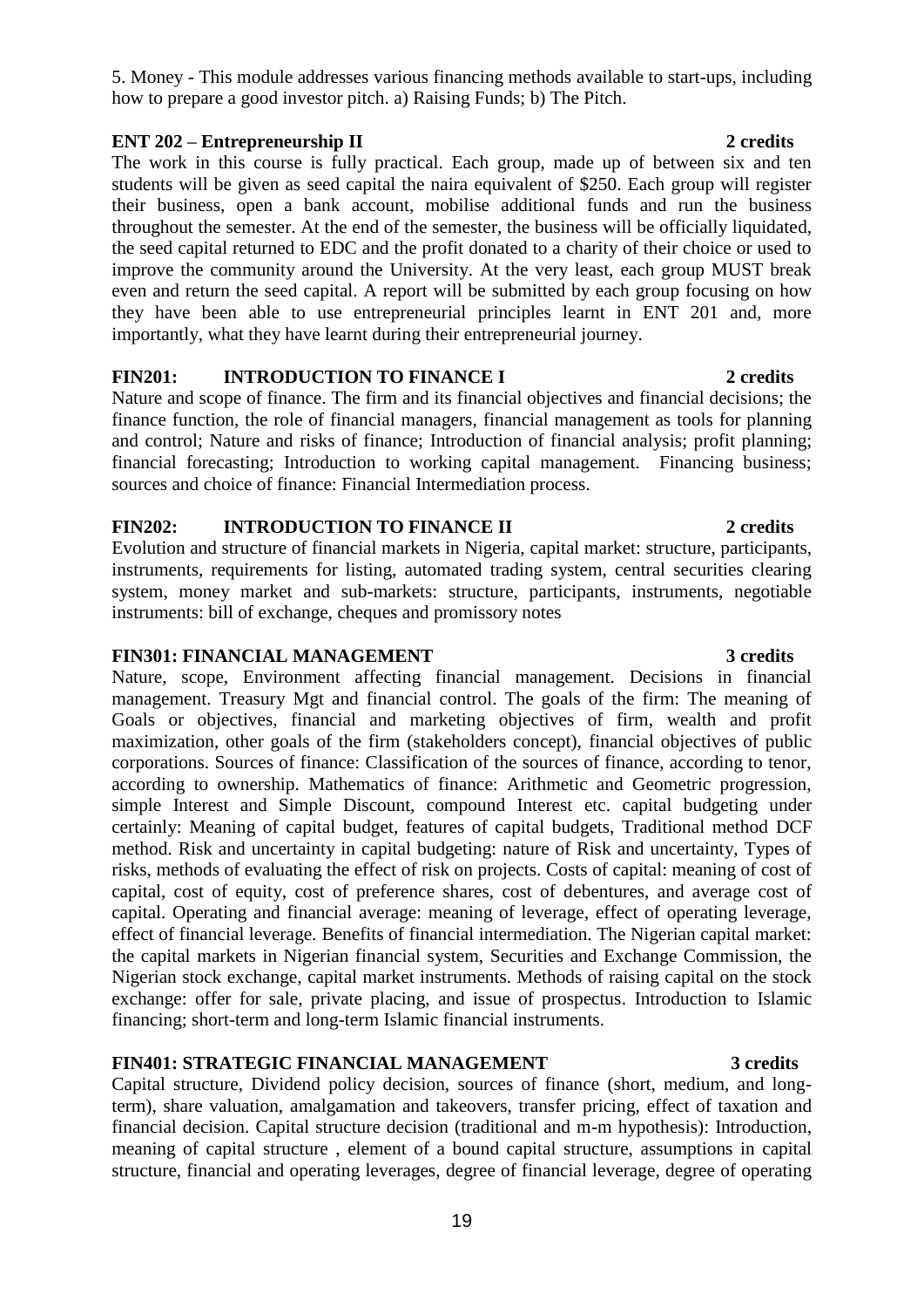5. Money - This module addresses various financing methods available to start-ups, including how to prepare a good investor pitch. a) Raising Funds; b) The Pitch.

**ENT 202 – Entrepreneurship II 2 credits**

The work in this course is fully practical. Each group, made up of between six and ten students will be given as seed capital the naira equivalent of $250. Each group will register their business, open a bank account, mobilise additional funds and run the business throughout the semester. At the end of the semester, the business will be officially liquidated, the seed capital returned to EDC and the profit donated to a charity of their choice or used to improve the community around the University. At the very least, each group MUST break even and return the seed capital. A report will be submitted by each group focusing on how they have been able to use entrepreneurial principles learnt in ENT 201 and, more importantly, what they have learnt during their entrepreneurial journey.

**FIN201: INTRODUCTION TO FINANCE I 2 credits**

Nature and scope of finance. The firm and its financial objectives and financial decisions; the finance function, the role of financial managers, financial management as tools for planning and control; Nature and risks of finance; Introduction of financial analysis; profit planning; financial forecasting; Introduction to working capital management. Financing business; sources and choice of finance: Financial Intermediation process.

**FIN202: INTRODUCTION TO FINANCE II 2 credits**

Evolution and structure of financial markets in Nigeria, capital market: structure, participants, instruments, requirements for listing, automated trading system, central securities clearing system, money market and sub-markets: structure, participants, instruments, negotiable instruments: bill of exchange, cheques and promissory notes

**FIN301: FINANCIAL MANAGEMENT 3 credits**

Nature, scope, Environment affecting financial management. Decisions in financial management. Treasury Mgt and financial control. The goals of the firm: The meaning of Goals or objectives, financial and marketing objectives of firm, wealth and profit maximization, other goals of the firm (stakeholders concept), financial objectives of public corporations. Sources of finance: Classification of the sources of finance, according to tenor, according to ownership. Mathematics of finance: Arithmetic and Geometric progression, simple Interest and Simple Discount, compound Interest etc. capital budgeting under certainly: Meaning of capital budget, features of capital budgets, Traditional method DCF method. Risk and uncertainty in capital budgeting: nature of Risk and uncertainty, Types of risks, methods of evaluating the effect of risk on projects. Costs of capital: meaning of cost of capital, cost of equity, cost of preference shares, cost of debentures, and average cost of capital. Operating and financial average: meaning of leverage, effect of operating leverage, effect of financial leverage. Benefits of financial intermediation. The Nigerian capital market: the capital markets in Nigerian financial system, Securities and Exchange Commission, the Nigerian stock exchange, capital market instruments. Methods of raising capital on the stock exchange: offer for sale, private placing, and issue of prospectus. Introduction to Islamic financing; short-term and long-term Islamic financial instruments.

**FIN401: STRATEGIC FINANCIAL MANAGEMENT 3 credits**

Capital structure, Dividend policy decision, sources of finance (short, medium, and long-term), share valuation, amalgamation and takeovers, transfer pricing, effect of taxation and financial decision. Capital structure decision (traditional and m-m hypothesis): Introduction, meaning of capital structure , element of a bound capital structure, assumptions in capital structure, financial and operating leverages, degree of financial leverage, degree of operating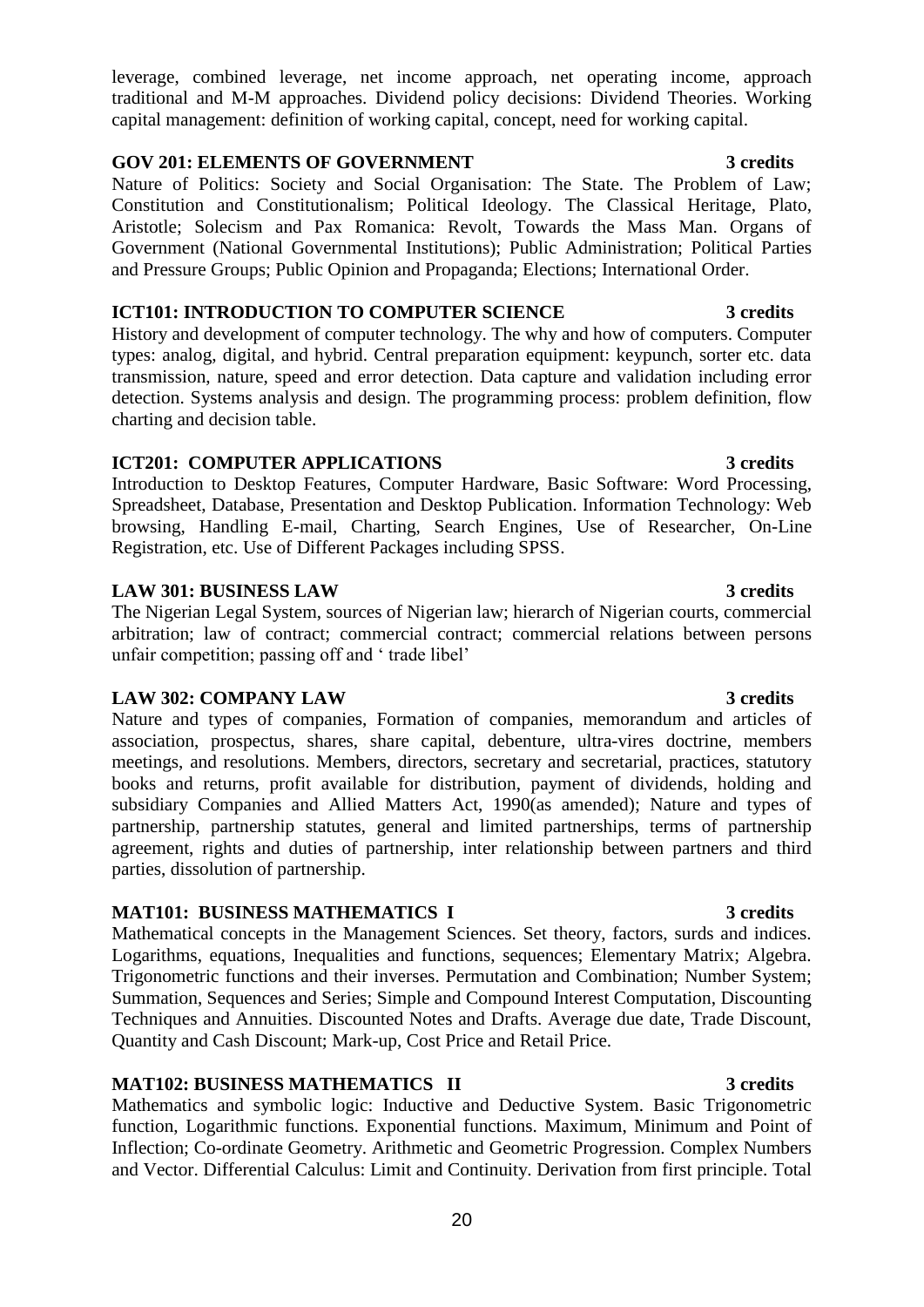leverage, combined leverage, net income approach, net operating income, approach traditional and M-M approaches. Dividend policy decisions: Dividend Theories. Working capital management: definition of working capital, concept, need for working capital.

**GOV 201: ELEMENTS OF GOVERNMENT 3 credits**

Nature of Politics: Society and Social Organisation: The State. The Problem of Law; Constitution and Constitutionalism; Political Ideology. The Classical Heritage, Plato, Aristotle; Solecism and Pax Romanica: Revolt, Towards the Mass Man. Organs of Government (National Governmental Institutions); Public Administration; Political Parties and Pressure Groups; Public Opinion and Propaganda; Elections; International Order.

**ICT101: INTRODUCTION TO COMPUTER SCIENCE 3 credits**

History and development of computer technology. The why and how of computers. Computer types: analog, digital, and hybrid. Central preparation equipment: keypunch, sorter etc. data transmission, nature, speed and error detection. Data capture and validation including error detection. Systems analysis and design. The programming process: problem definition, flow charting and decision table.

**ICT201: COMPUTER APPLICATIONS 3 credits**

Introduction to Desktop Features, Computer Hardware, Basic Software: Word Processing, Spreadsheet, Database, Presentation and Desktop Publication. Information Technology: Web browsing, Handling E-mail, Charting, Search Engines, Use of Researcher, On-Line Registration, etc. Use of Different Packages including SPSS.

**LAW 301: BUSINESS LAW 3 credits**

The Nigerian Legal System, sources of Nigerian law; hierarch of Nigerian courts, commercial arbitration; law of contract; commercial contract; commercial relations between persons unfair competition; passing off and ' trade libel'

**LAW 302: COMPANY LAW 3 credits**

Nature and types of companies, Formation of companies, memorandum and articles of association, prospectus, shares, share capital, debenture, ultra-vires doctrine, members meetings, and resolutions. Members, directors, secretary and secretarial, practices, statutory books and returns, profit available for distribution, payment of dividends, holding and subsidiary Companies and Allied Matters Act, 1990(as amended); Nature and types of partnership, partnership statutes, general and limited partnerships, terms of partnership agreement, rights and duties of partnership, inter relationship between partners and third parties, dissolution of partnership.

**MAT101: BUSINESS MATHEMATICS I 3 credits**

Mathematical concepts in the Management Sciences. Set theory, factors, surds and indices. Logarithms, equations, Inequalities and functions, sequences; Elementary Matrix; Algebra. Trigonometric functions and their inverses. Permutation and Combination; Number System; Summation, Sequences and Series; Simple and Compound Interest Computation, Discounting Techniques and Annuities. Discounted Notes and Drafts. Average due date, Trade Discount, Quantity and Cash Discount; Mark-up, Cost Price and Retail Price.

**MAT102: BUSINESS MATHEMATICS II 3 credits**

Mathematics and symbolic logic: Inductive and Deductive System. Basic Trigonometric function, Logarithmic functions. Exponential functions. Maximum, Minimum and Point of Inflection; Co-ordinate Geometry. Arithmetic and Geometric Progression. Complex Numbers and Vector. Differential Calculus: Limit and Continuity. Derivation from first principle. Total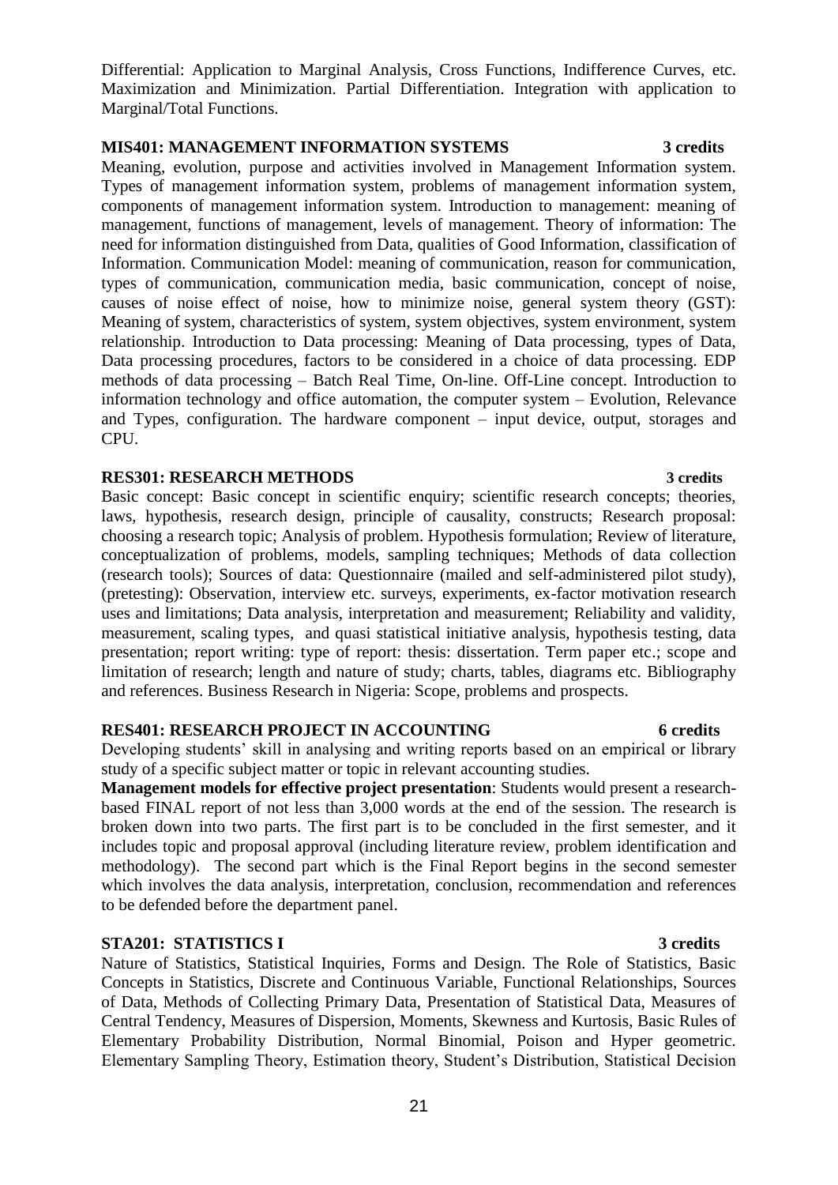Differential: Application to Marginal Analysis, Cross Functions, Indifference Curves, etc. Maximization and Minimization. Partial Differentiation. Integration with application to Marginal/Total Functions.

### MIS401: MANAGEMENT INFORMATION SYSTEMS 3 credits

Meaning, evolution, purpose and activities involved in Management Information system. Types of management information system, problems of management information system, components of management information system. Introduction to management: meaning of management, functions of management, levels of management. Theory of information: The need for information distinguished from Data, qualities of Good Information, classification of Information. Communication Model: meaning of communication, reason for communication, types of communication, communication media, basic communication, concept of noise, causes of noise effect of noise, how to minimize noise, general system theory (GST): Meaning of system, characteristics of system, system objectives, system environment, system relationship. Introduction to Data processing: Meaning of Data processing, types of Data, Data processing procedures, factors to be considered in a choice of data processing. EDP methods of data processing – Batch Real Time, On-line. Off-Line concept. Introduction to information technology and office automation, the computer system – Evolution, Relevance and Types, configuration. The hardware component – input device, output, storages and CPU.

### RES301: RESEARCH METHODS 3 credits

Basic concept: Basic concept in scientific enquiry; scientific research concepts; theories, laws, hypothesis, research design, principle of causality, constructs; Research proposal: choosing a research topic; Analysis of problem. Hypothesis formulation; Review of literature, conceptualization of problems, models, sampling techniques; Methods of data collection (research tools); Sources of data: Questionnaire (mailed and self-administered pilot study), (pretesting): Observation, interview etc. surveys, experiments, ex-factor motivation research uses and limitations; Data analysis, interpretation and measurement; Reliability and validity, measurement, scaling types, and quasi statistical initiative analysis, hypothesis testing, data presentation; report writing: type of report: thesis: dissertation. Term paper etc.; scope and limitation of research; length and nature of study; charts, tables, diagrams etc. Bibliography and references. Business Research in Nigeria: Scope, problems and prospects.

### RES401: RESEARCH PROJECT IN ACCOUNTING 6 credits

Developing students' skill in analysing and writing reports based on an empirical or library study of a specific subject matter or topic in relevant accounting studies.

**Management models for effective project presentation**: Students would present a research-based FINAL report of not less than 3,000 words at the end of the session. The research is broken down into two parts. The first part is to be concluded in the first semester, and it includes topic and proposal approval (including literature review, problem identification and methodology). The second part which is the Final Report begins in the second semester which involves the data analysis, interpretation, conclusion, recommendation and references to be defended before the department panel.

### STA201: STATISTICS I 3 credits

Nature of Statistics, Statistical Inquiries, Forms and Design. The Role of Statistics, Basic Concepts in Statistics, Discrete and Continuous Variable, Functional Relationships, Sources of Data, Methods of Collecting Primary Data, Presentation of Statistical Data, Measures of Central Tendency, Measures of Dispersion, Moments, Skewness and Kurtosis, Basic Rules of Elementary Probability Distribution, Normal Binomial, Poison and Hyper geometric. Elementary Sampling Theory, Estimation theory, Student's Distribution, Statistical Decision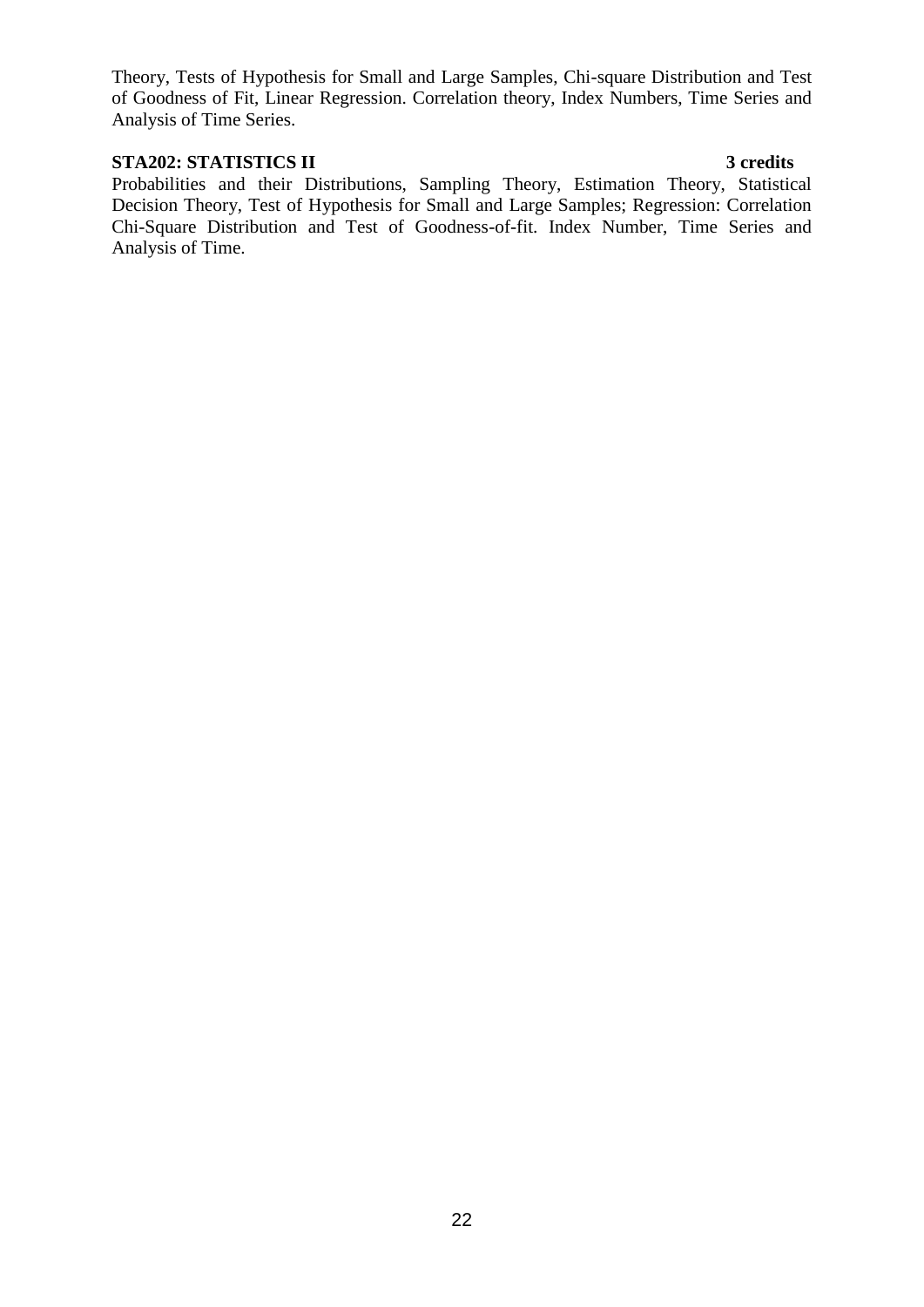Theory, Tests of Hypothesis for Small and Large Samples, Chi-square Distribution and Test of Goodness of Fit, Linear Regression. Correlation theory, Index Numbers, Time Series and Analysis of Time Series.

**STA202: STATISTICS II** **3 credits**

Probabilities and their Distributions, Sampling Theory, Estimation Theory, Statistical Decision Theory, Test of Hypothesis for Small and Large Samples; Regression: Correlation Chi-Square Distribution and Test of Goodness-of-fit. Index Number, Time Series and Analysis of Time.